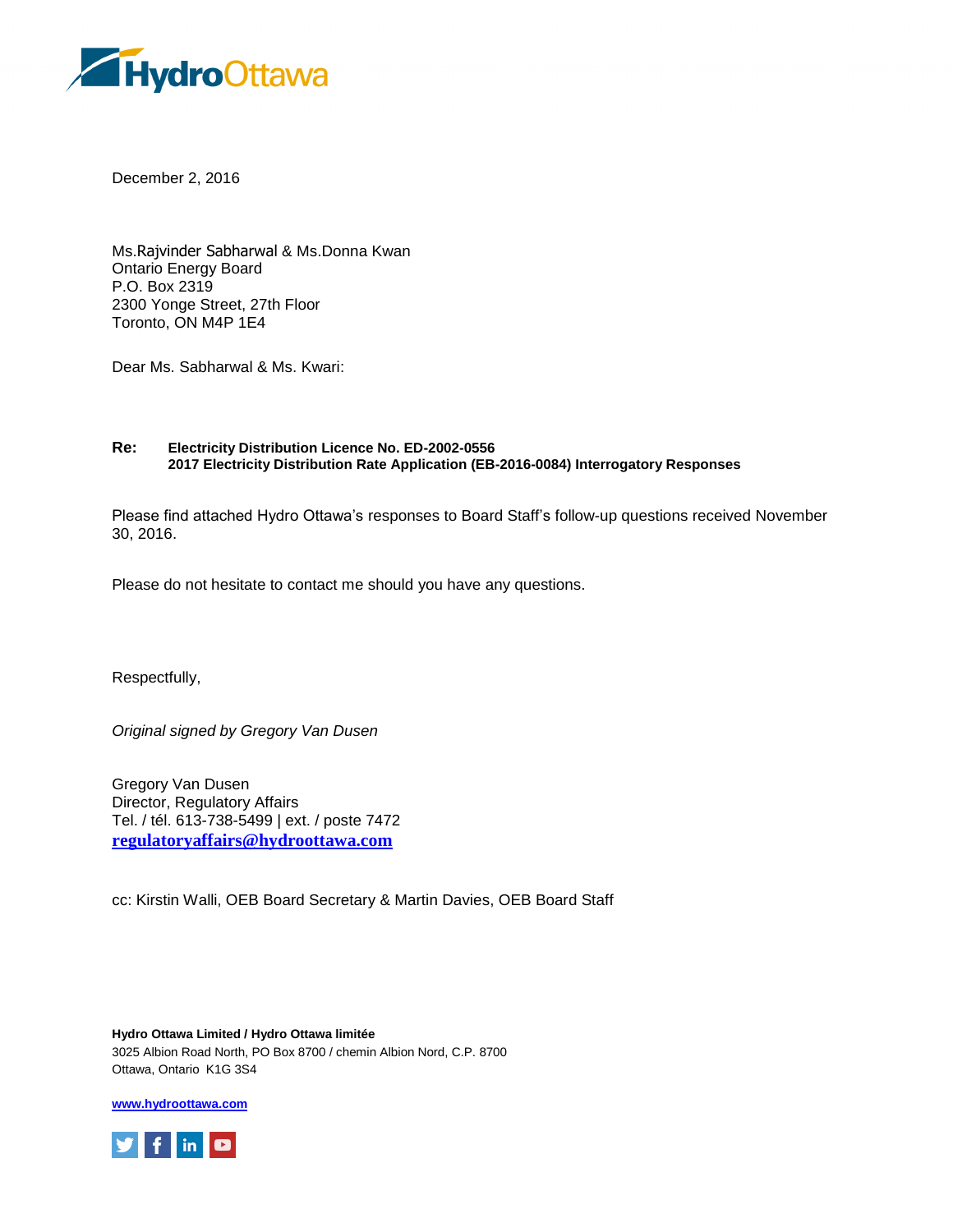December 2, 2016

Ms.Rajvinder Sabharwal & Ms.Donna Kwan
Ontario Energy Board
P.O. Box 2319
2300 Yonge Street, 27th Floor
Toronto, ON M4P 1E4

Dear Ms. Sabharwal & Ms. Kwari:

**Re:** **Electricity Distribution Licence No. ED-2002-0556**
**2017 Electricity Distribution Rate Application (EB-2016-0084) Interrogatory Responses**

Please find attached Hydro Ottawa's responses to Board Staff's follow-up questions received November 30, 2016.

Please do not hesitate to contact me should you have any questions.

Respectfully,

*Original signed by Gregory Van Dusen*

Gregory Van Dusen
Director, Regulatory Affairs
Tel. / tél. 613-738-5499 | ext. / poste 7472
**regulatoryaffairs@hydroottawa.com**

cc: Kirstin Walli, OEB Board Secretary & Martin Davies, OEB Board Staff

**Hydro Ottawa Limited / Hydro Ottawa limitée**
3025 Albion Road North, PO Box 8700 / chemin Albion Nord, C.P. 8700
Ottawa, Ontario K1G 3S4

**www.hydroottawa.com**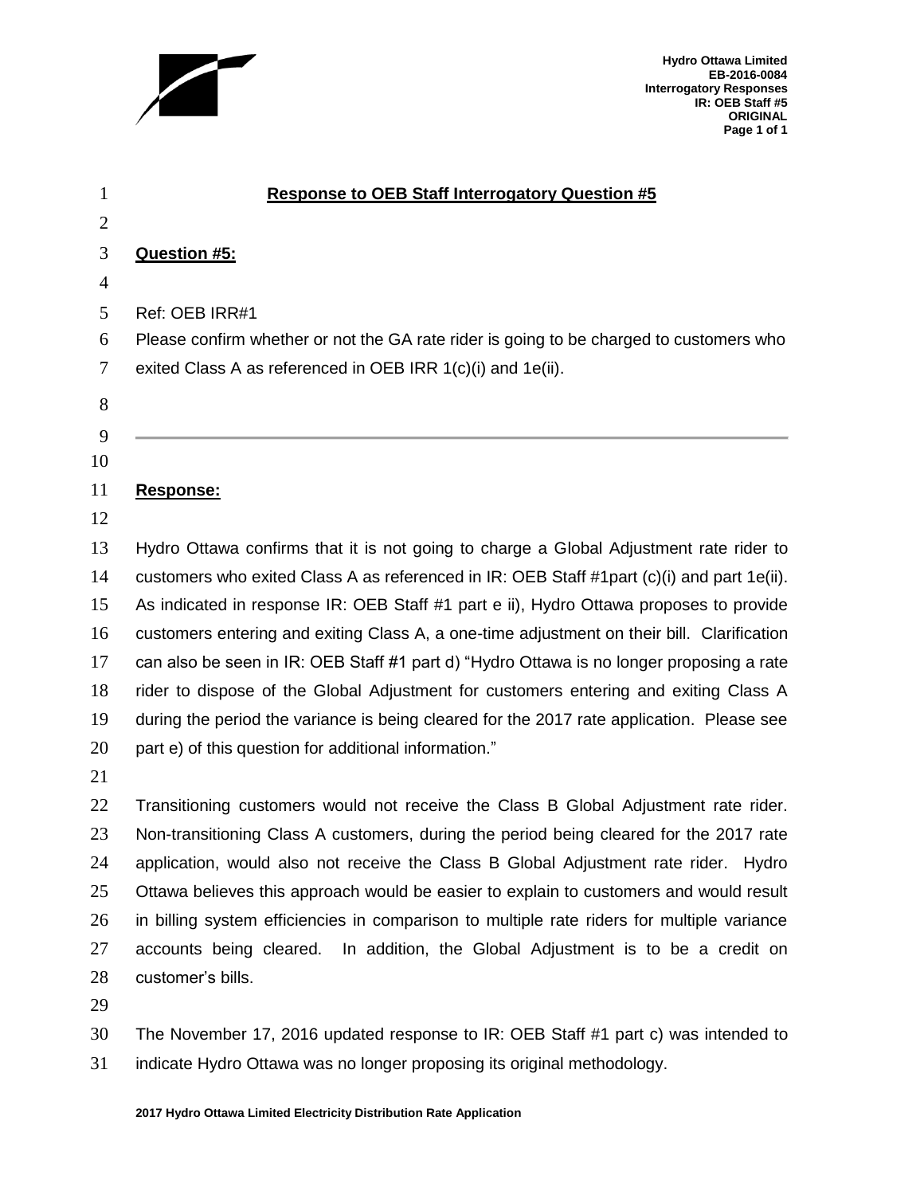## Response to OEB Staff Interrogatory Question #5

**Question #5:**

Ref: OEB IRR#1

Please confirm whether or not the GA rate rider is going to be charged to customers who exited Class A as referenced in OEB IRR 1(c)(i) and 1e(ii).

---

**Response:**

Hydro Ottawa confirms that it is not going to charge a Global Adjustment rate rider to customers who exited Class A as referenced in IR: OEB Staff #1part (c)(i) and part 1e(ii). As indicated in response IR: OEB Staff #1 part e ii), Hydro Ottawa proposes to provide customers entering and exiting Class A, a one-time adjustment on their bill. Clarification can also be seen in IR: OEB Staff #1 part d) "Hydro Ottawa is no longer proposing a rate rider to dispose of the Global Adjustment for customers entering and exiting Class A during the period the variance is being cleared for the 2017 rate application. Please see part e) of this question for additional information."

Transitioning customers would not receive the Class B Global Adjustment rate rider. Non-transitioning Class A customers, during the period being cleared for the 2017 rate application, would also not receive the Class B Global Adjustment rate rider. Hydro Ottawa believes this approach would be easier to explain to customers and would result in billing system efficiencies in comparison to multiple rate riders for multiple variance accounts being cleared. In addition, the Global Adjustment is to be a credit on customer's bills.

The November 17, 2016 updated response to IR: OEB Staff #1 part c) was intended to indicate Hydro Ottawa was no longer proposing its original methodology.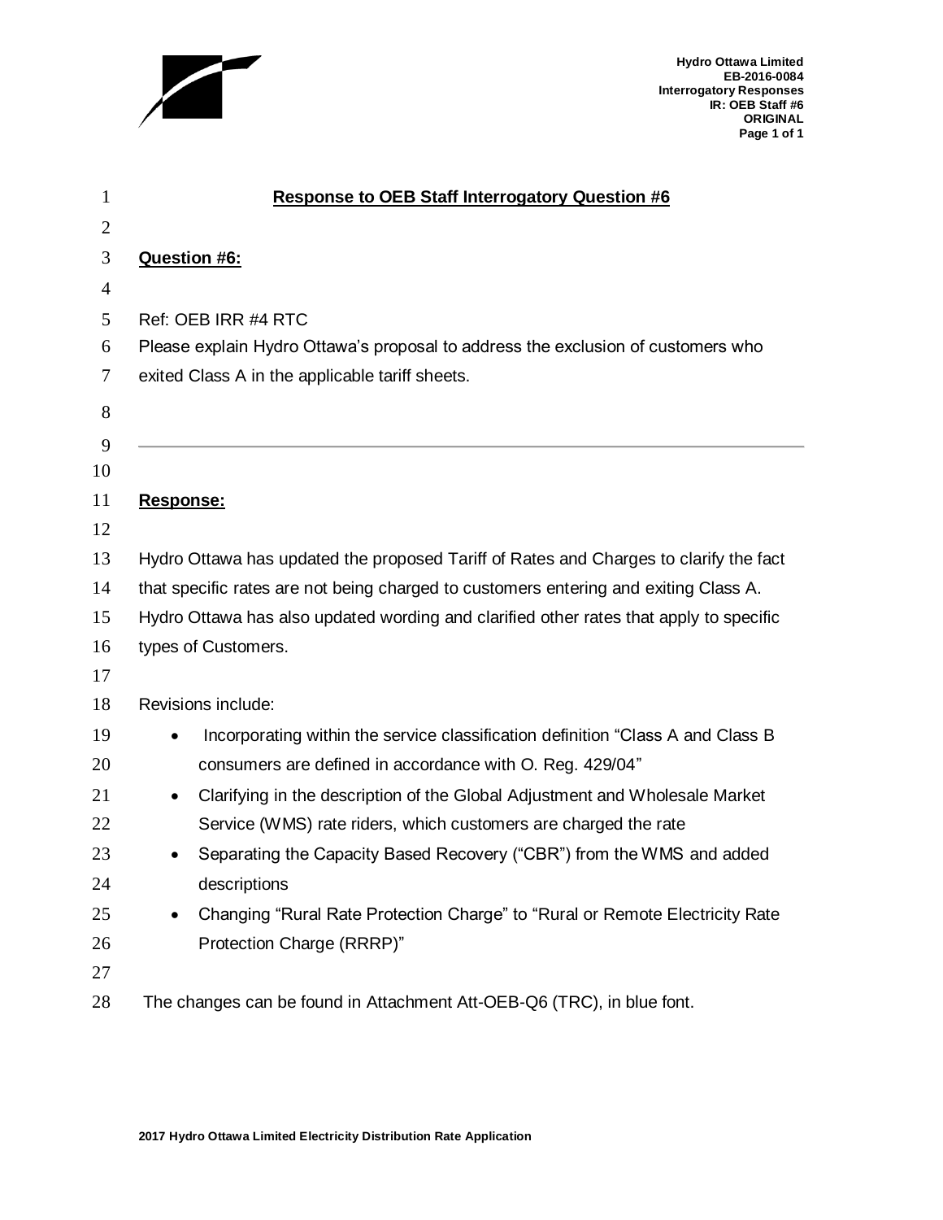## Response to OEB Staff Interrogatory Question #6

**Question #6:**

Ref: OEB IRR #4 RTC

Please explain Hydro Ottawa's proposal to address the exclusion of customers who exited Class A in the applicable tariff sheets.

---

**Response:**

Hydro Ottawa has updated the proposed Tariff of Rates and Charges to clarify the fact that specific rates are not being charged to customers entering and exiting Class A. Hydro Ottawa has also updated wording and clarified other rates that apply to specific types of Customers.

Revisions include:

- Incorporating within the service classification definition "Class A and Class B consumers are defined in accordance with O. Reg. 429/04"
- Clarifying in the description of the Global Adjustment and Wholesale Market Service (WMS) rate riders, which customers are charged the rate
- Separating the Capacity Based Recovery ("CBR") from the WMS and added descriptions
- Changing "Rural Rate Protection Charge" to "Rural or Remote Electricity Rate Protection Charge (RRRP)"

The changes can be found in Attachment Att-OEB-Q6 (TRC), in blue font.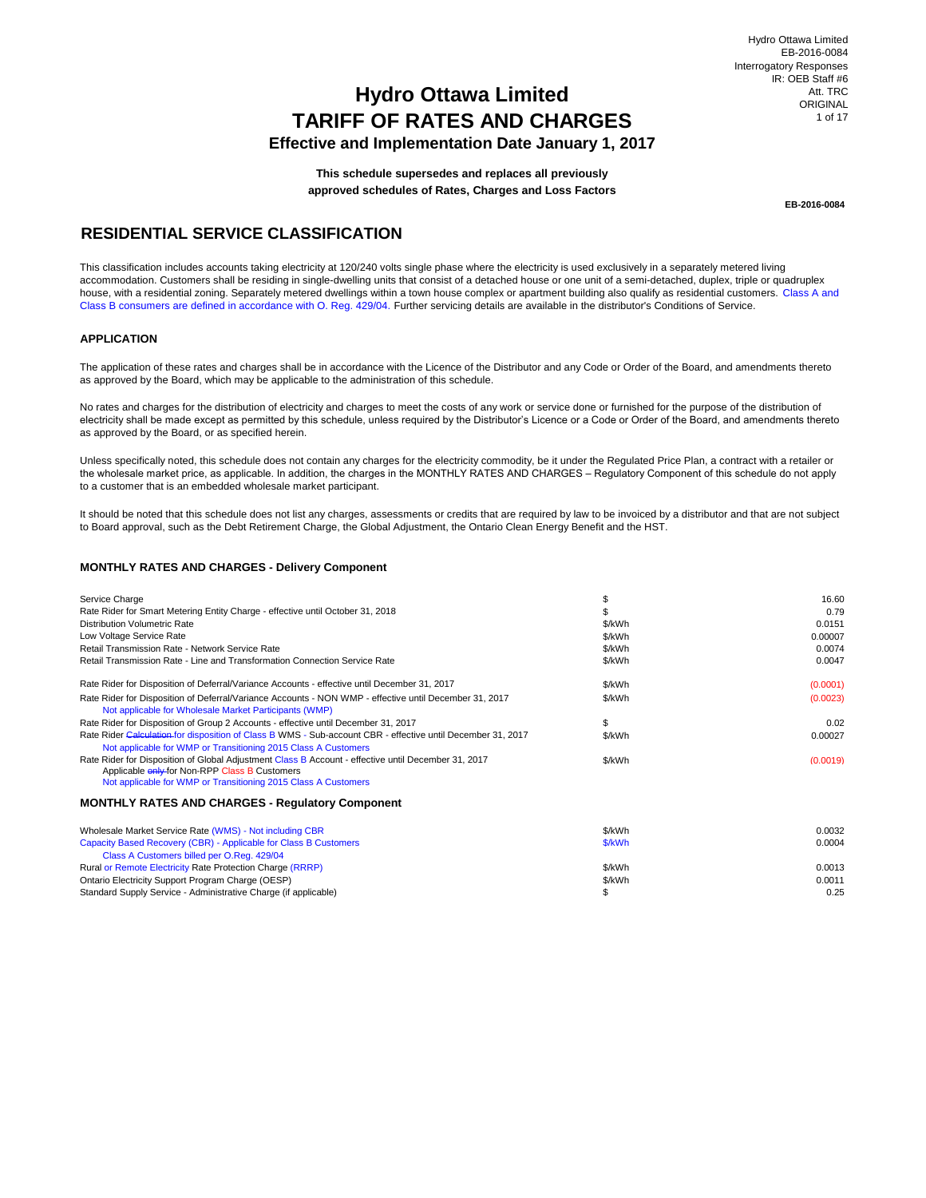# Hydro Ottawa Limited
# TARIFF OF RATES AND CHARGES
### Effective and Implementation Date January 1, 2017

**This schedule supersedes and replaces all previously approved schedules of Rates, Charges and Loss Factors**

**EB-2016-0084**

## RESIDENTIAL SERVICE CLASSIFICATION

This classification includes accounts taking electricity at 120/240 volts single phase where the electricity is used exclusively in a separately metered living accommodation. Customers shall be residing in single-dwelling units that consist of a detached house or one unit of a semi-detached, duplex, triple or quadruplex house, with a residential zoning. Separately metered dwellings within a town house complex or apartment building also qualify as residential customers. Class A and Class B consumers are defined in accordance with O. Reg. 429/04. Further servicing details are available in the distributor's Conditions of Service.

### APPLICATION

The application of these rates and charges shall be in accordance with the Licence of the Distributor and any Code or Order of the Board, and amendments thereto as approved by the Board, which may be applicable to the administration of this schedule.

No rates and charges for the distribution of electricity and charges to meet the costs of any work or service done or furnished for the purpose of the distribution of electricity shall be made except as permitted by this schedule, unless required by the Distributor's Licence or a Code or Order of the Board, and amendments thereto as approved by the Board, or as specified herein.

Unless specifically noted, this schedule does not contain any charges for the electricity commodity, be it under the Regulated Price Plan, a contract with a retailer or the wholesale market price, as applicable. In addition, the charges in the MONTHLY RATES AND CHARGES – Regulatory Component of this schedule do not apply to a customer that is an embedded wholesale market participant.

It should be noted that this schedule does not list any charges, assessments or credits that are required by law to be invoiced by a distributor and that are not subject to Board approval, such as the Debt Retirement Charge, the Global Adjustment, the Ontario Clean Energy Benefit and the HST.

### MONTHLY RATES AND CHARGES - Delivery Component

| | | |
|---|---|---|
| Service Charge | $ | 16.60 |
| Rate Rider for Smart Metering Entity Charge - effective until October 31, 2018 | $ | 0.79 |
| Distribution Volumetric Rate | $/kWh | 0.0151 |
| Low Voltage Service Rate | $/kWh | 0.00007 |
| Retail Transmission Rate - Network Service Rate | $/kWh | 0.0074 |
| Retail Transmission Rate - Line and Transformation Connection Service Rate | $/kWh | 0.0047 |
| Rate Rider for Disposition of Deferral/Variance Accounts - effective until December 31, 2017 | $/kWh | (0.0001) |
| Rate Rider for Disposition of Deferral/Variance Accounts - NON WMP - effective until December 31, 2017<br>Not applicable for Wholesale Market Participants (WMP) | $/kWh | (0.0023) |
| Rate Rider for Disposition of Group 2 Accounts - effective until December 31, 2017 | $ | 0.02 |
| Rate Rider ~~Calculation~~ for disposition of Class B WMS - Sub-account CBR - effective until December 31, 2017<br>Not applicable for WMP or Transitioning 2015 Class A Customers | $/kWh | 0.00027 |
| Rate Rider for Disposition of Global Adjustment Class B Account - effective until December 31, 2017<br>Applicable ~~only~~ for Non-RPP Class B Customers<br>Not applicable for WMP or Transitioning 2015 Class A Customers | $/kWh | (0.0019) |

### MONTHLY RATES AND CHARGES - Regulatory Component

| | | |
|---|---|---|
| Wholesale Market Service Rate (WMS) - Not including CBR | $/kWh | 0.0032 |
| Capacity Based Recovery (CBR) - Applicable for Class B Customers<br>Class A Customers billed per O.Reg. 429/04 | $/kWh | 0.0004 |
| Rural or Remote Electricity Rate Protection Charge (RRRP) | $/kWh | 0.0013 |
| Ontario Electricity Support Program Charge (OESP) | $/kWh | 0.0011 |
| Standard Supply Service - Administrative Charge (if applicable) | $ | 0.25 |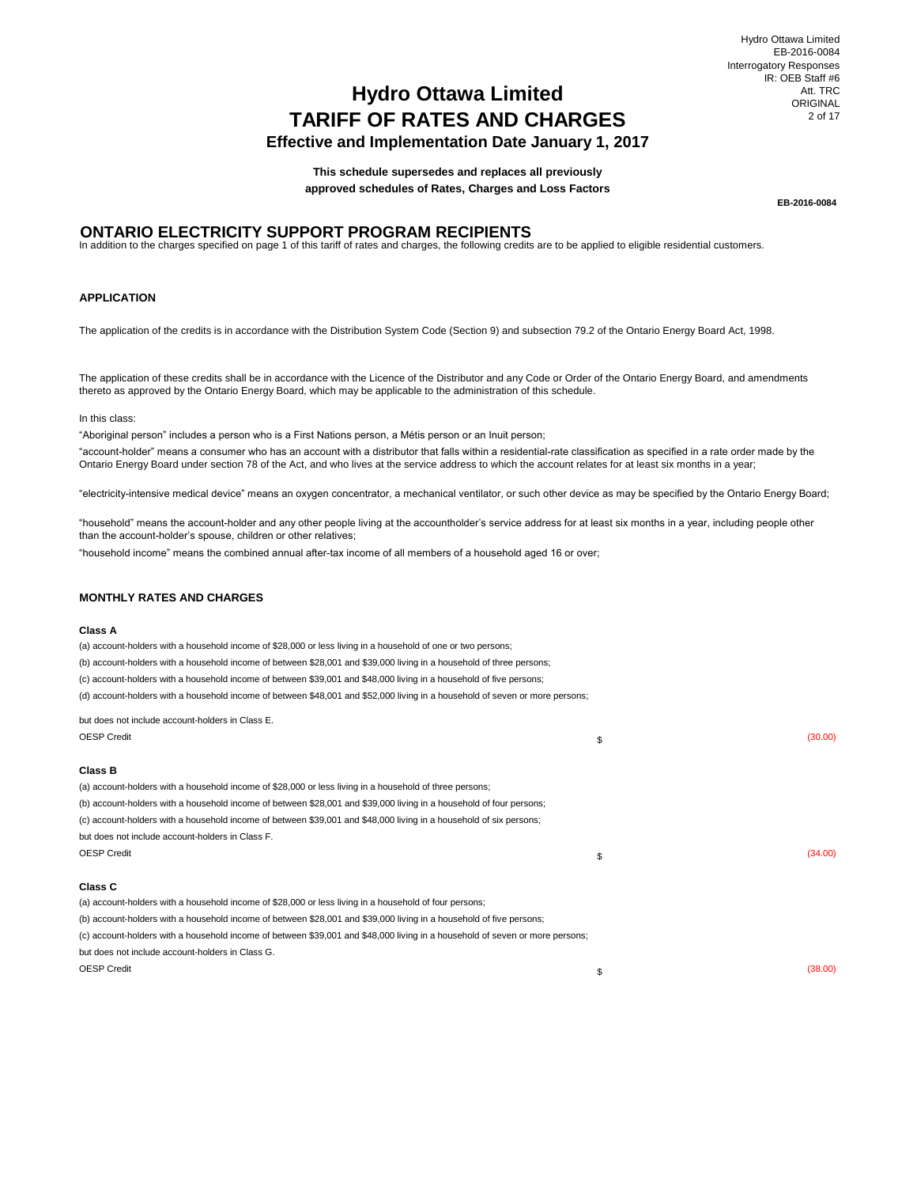# Hydro Ottawa Limited
# TARIFF OF RATES AND CHARGES
### Effective and Implementation Date January 1, 2017

**This schedule supersedes and replaces all previously approved schedules of Rates, Charges and Loss Factors**

**EB-2016-0084**

## ONTARIO ELECTRICITY SUPPORT PROGRAM RECIPIENTS

In addition to the charges specified on page 1 of this tariff of rates and charges, the following credits are to be applied to eligible residential customers.

### APPLICATION

The application of the credits is in accordance with the Distribution System Code (Section 9) and subsection 79.2 of the Ontario Energy Board Act, 1998.

The application of these credits shall be in accordance with the Licence of the Distributor and any Code or Order of the Ontario Energy Board, and amendments thereto as approved by the Ontario Energy Board, which may be applicable to the administration of this schedule.

In this class:

"Aboriginal person" includes a person who is a First Nations person, a Métis person or an Inuit person;

"account-holder" means a consumer who has an account with a distributor that falls within a residential-rate classification as specified in a rate order made by the Ontario Energy Board under section 78 of the Act, and who lives at the service address to which the account relates for at least six months in a year;

"electricity-intensive medical device" means an oxygen concentrator, a mechanical ventilator, or such other device as may be specified by the Ontario Energy Board;

"household" means the account-holder and any other people living at the accountholder's service address for at least six months in a year, including people other than the account-holder's spouse, children or other relatives;

"household income" means the combined annual after-tax income of all members of a household aged 16 or over;

### MONTHLY RATES AND CHARGES

**Class A**

(a) account-holders with a household income of $28,000 or less living in a household of one or two persons;

(b) account-holders with a household income of between $28,001 and $39,000 living in a household of three persons;

(c) account-holders with a household income of between $39,001 and $48,000 living in a household of five persons;

(d) account-holders with a household income of between $48,001 and $52,000 living in a household of seven or more persons;

but does not include account-holders in Class E.

| | | |
|---|---|---|
| OESP Credit | $ | (30.00) |

**Class B**

(a) account-holders with a household income of $28,000 or less living in a household of three persons;

(b) account-holders with a household income of between $28,001 and $39,000 living in a household of four persons;

(c) account-holders with a household income of between $39,001 and $48,000 living in a household of six persons;

but does not include account-holders in Class F.

| | | |
|---|---|---|
| OESP Credit | $ | (34.00) |

**Class C**

(a) account-holders with a household income of $28,000 or less living in a household of four persons;

(b) account-holders with a household income of between $28,001 and $39,000 living in a household of five persons;

(c) account-holders with a household income of between $39,001 and $48,000 living in a household of seven or more persons;

but does not include account-holders in Class G.

| | | |
|---|---|---|
| OESP Credit | $ | (38.00) |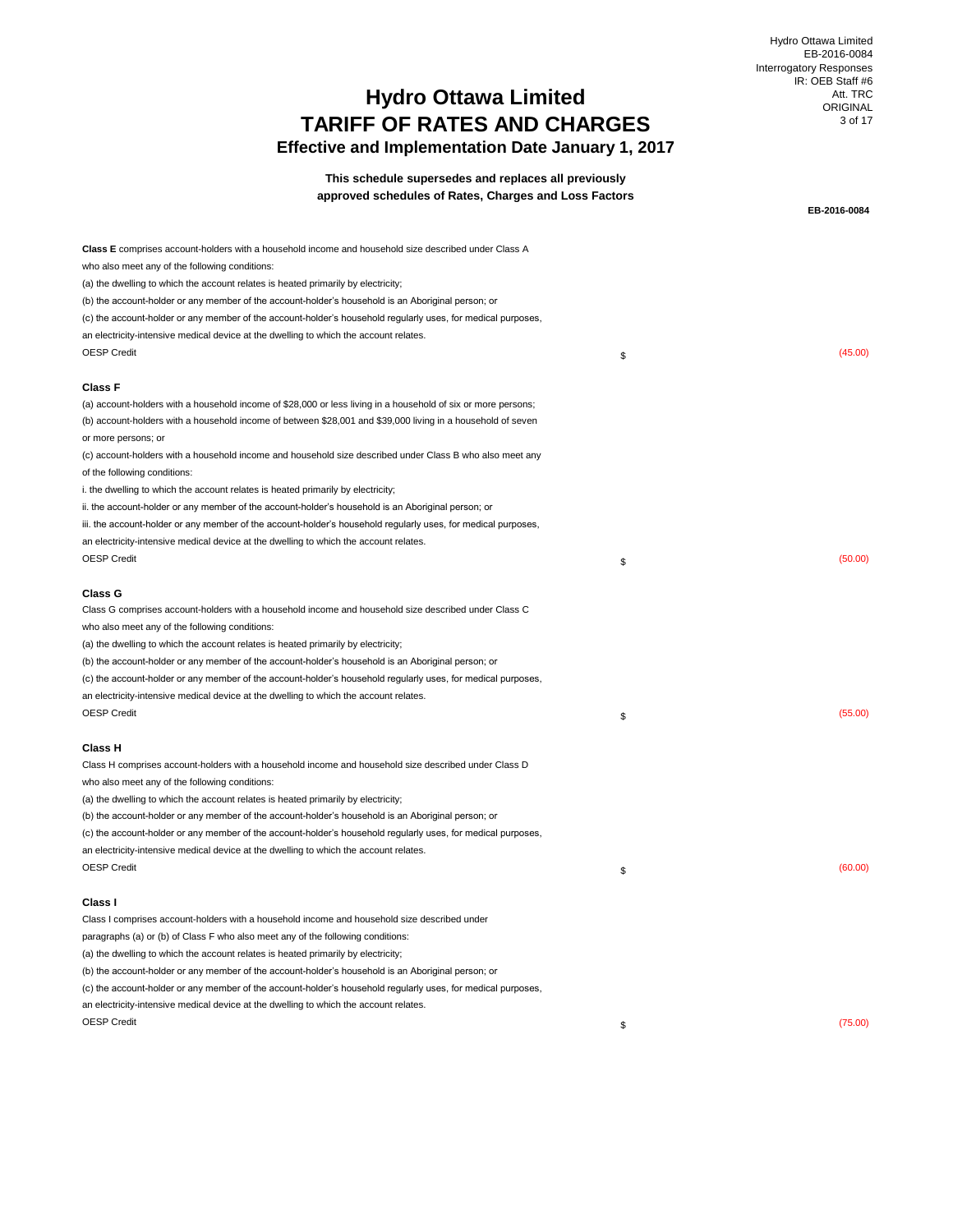# Hydro Ottawa Limited
# TARIFF OF RATES AND CHARGES
### Effective and Implementation Date January 1, 2017

**This schedule supersedes and replaces all previously approved schedules of Rates, Charges and Loss Factors**

**EB-2016-0084**

**Class E** comprises account-holders with a household income and household size described under Class A who also meet any of the following conditions:

(a) the dwelling to which the account relates is heated primarily by electricity;

(b) the account-holder or any member of the account-holder's household is an Aboriginal person; or

(c) the account-holder or any member of the account-holder's household regularly uses, for medical purposes, an electricity-intensive medical device at the dwelling to which the account relates.

| | | |
|---|---|---|
| OESP Credit | $ | (45.00) |

**Class F**

(a) account-holders with a household income of $28,000 or less living in a household of six or more persons;

(b) account-holders with a household income of between $28,001 and $39,000 living in a household of seven or more persons; or

(c) account-holders with a household income and household size described under Class B who also meet any of the following conditions:

i. the dwelling to which the account relates is heated primarily by electricity;

ii. the account-holder or any member of the account-holder's household is an Aboriginal person; or

iii. the account-holder or any member of the account-holder's household regularly uses, for medical purposes, an electricity-intensive medical device at the dwelling to which the account relates.

| | | |
|---|---|---|
| OESP Credit | $ | (50.00) |

**Class G**

Class G comprises account-holders with a household income and household size described under Class C who also meet any of the following conditions:

(a) the dwelling to which the account relates is heated primarily by electricity;

(b) the account-holder or any member of the account-holder's household is an Aboriginal person; or

(c) the account-holder or any member of the account-holder's household regularly uses, for medical purposes, an electricity-intensive medical device at the dwelling to which the account relates.

| | | |
|---|---|---|
| OESP Credit | $ | (55.00) |

**Class H**

Class H comprises account-holders with a household income and household size described under Class D who also meet any of the following conditions:

(a) the dwelling to which the account relates is heated primarily by electricity;

(b) the account-holder or any member of the account-holder's household is an Aboriginal person; or

(c) the account-holder or any member of the account-holder's household regularly uses, for medical purposes, an electricity-intensive medical device at the dwelling to which the account relates.

| | | |
|---|---|---|
| OESP Credit | $ | (60.00) |

**Class I**

Class I comprises account-holders with a household income and household size described under paragraphs (a) or (b) of Class F who also meet any of the following conditions:

(a) the dwelling to which the account relates is heated primarily by electricity;

(b) the account-holder or any member of the account-holder's household is an Aboriginal person; or

(c) the account-holder or any member of the account-holder's household regularly uses, for medical purposes, an electricity-intensive medical device at the dwelling to which the account relates.

| | | |
|---|---|---|
| OESP Credit | $ | (75.00) |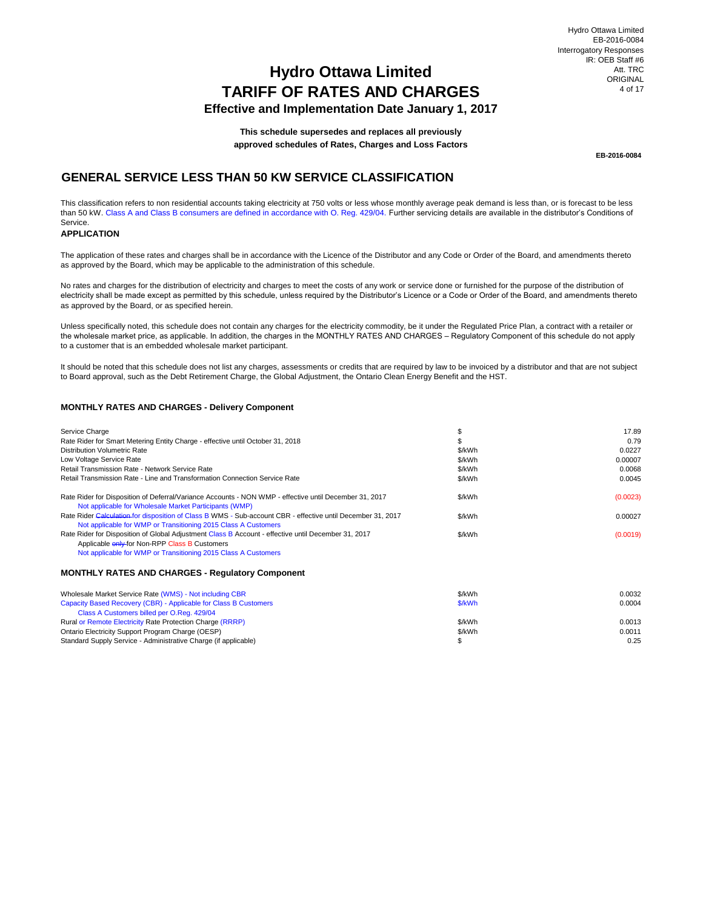# Hydro Ottawa Limited
# TARIFF OF RATES AND CHARGES
### Effective and Implementation Date January 1, 2017

**This schedule supersedes and replaces all previously approved schedules of Rates, Charges and Loss Factors**

**EB-2016-0084**

## GENERAL SERVICE LESS THAN 50 KW SERVICE CLASSIFICATION

This classification refers to non residential accounts taking electricity at 750 volts or less whose monthly average peak demand is less than, or is forecast to be less than 50 kW. Class A and Class B consumers are defined in accordance with O. Reg. 429/04. Further servicing details are available in the distributor's Conditions of Service.

**APPLICATION**

The application of these rates and charges shall be in accordance with the Licence of the Distributor and any Code or Order of the Board, and amendments thereto as approved by the Board, which may be applicable to the administration of this schedule.

No rates and charges for the distribution of electricity and charges to meet the costs of any work or service done or furnished for the purpose of the distribution of electricity shall be made except as permitted by this schedule, unless required by the Distributor's Licence or a Code or Order of the Board, and amendments thereto as approved by the Board, or as specified herein.

Unless specifically noted, this schedule does not contain any charges for the electricity commodity, be it under the Regulated Price Plan, a contract with a retailer or the wholesale market price, as applicable. In addition, the charges in the MONTHLY RATES AND CHARGES – Regulatory Component of this schedule do not apply to a customer that is an embedded wholesale market participant.

It should be noted that this schedule does not list any charges, assessments or credits that are required by law to be invoiced by a distributor and that are not subject to Board approval, such as the Debt Retirement Charge, the Global Adjustment, the Ontario Clean Energy Benefit and the HST.

**MONTHLY RATES AND CHARGES - Delivery Component**

| Description | Unit | Rate |
|---|---|---|
| Service Charge | $ | 17.89 |
| Rate Rider for Smart Metering Entity Charge - effective until October 31, 2018 | $ | 0.79 |
| Distribution Volumetric Rate | $/kWh | 0.0227 |
| Low Voltage Service Rate | $/kWh | 0.00007 |
| Retail Transmission Rate - Network Service Rate | $/kWh | 0.0068 |
| Retail Transmission Rate - Line and Transformation Connection Service Rate | $/kWh | 0.0045 |
| Rate Rider for Disposition of Deferral/Variance Accounts - NON WMP - effective until December 31, 2017<br>Not applicable for Wholesale Market Participants (WMP) | $/kWh | (0.0023) |
| Rate Rider ~~Calculation~~ for disposition of Class B WMS - Sub-account CBR - effective until December 31, 2017<br>Not applicable for WMP or Transitioning 2015 Class A Customers | $/kWh | 0.00027 |
| Rate Rider for Disposition of Global Adjustment Class B Account - effective until December 31, 2017<br>Applicable ~~only~~ for Non-RPP Class B Customers<br>Not applicable for WMP or Transitioning 2015 Class A Customers | $/kWh | (0.0019) |

**MONTHLY RATES AND CHARGES - Regulatory Component**

| Description | Unit | Rate |
|---|---|---|
| Wholesale Market Service Rate (WMS) - Not including CBR | $/kWh | 0.0032 |
| Capacity Based Recovery (CBR) - Applicable for Class B Customers<br>Class A Customers billed per O.Reg. 429/04 | $/kWh | 0.0004 |
| Rural or Remote Electricity Rate Protection Charge (RRRP) | $/kWh | 0.0013 |
| Ontario Electricity Support Program Charge (OESP) | $/kWh | 0.0011 |
| Standard Supply Service - Administrative Charge (if applicable) | $ | 0.25 |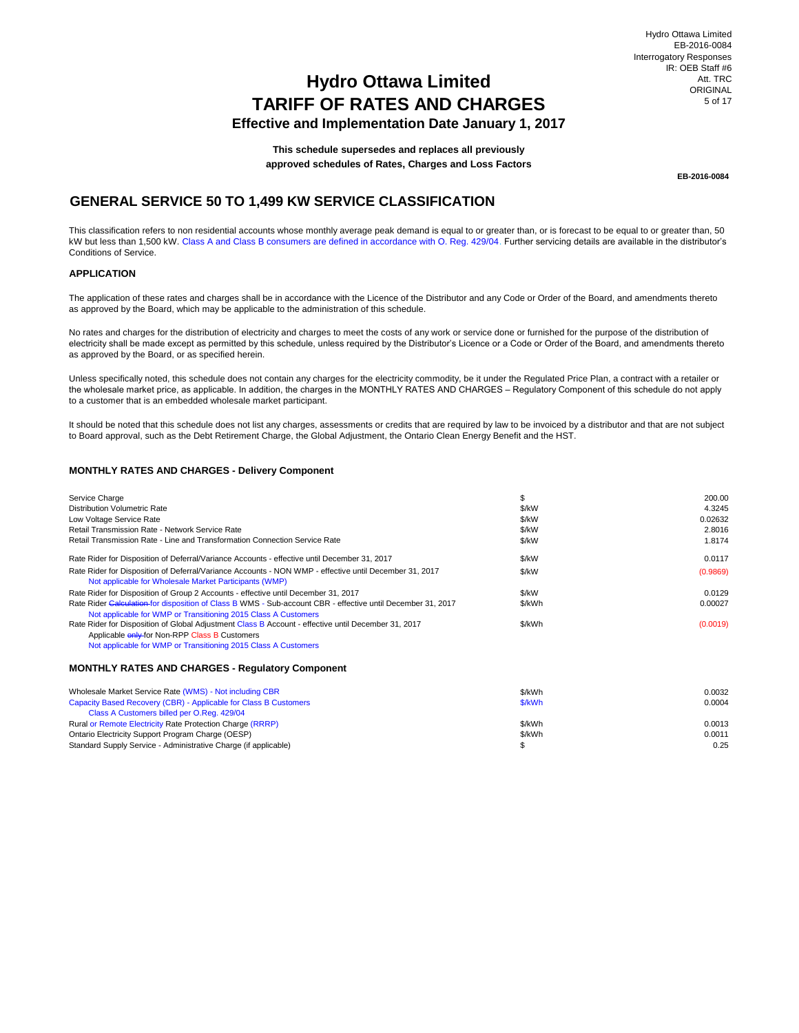# Hydro Ottawa Limited
# TARIFF OF RATES AND CHARGES
### Effective and Implementation Date January 1, 2017

**This schedule supersedes and replaces all previously approved schedules of Rates, Charges and Loss Factors**

**EB-2016-0084**

## GENERAL SERVICE 50 TO 1,499 KW SERVICE CLASSIFICATION

This classification refers to non residential accounts whose monthly average peak demand is equal to or greater than, or is forecast to be equal to or greater than, 50 kW but less than 1,500 kW. Class A and Class B consumers are defined in accordance with O. Reg. 429/04. Further servicing details are available in the distributor's Conditions of Service.

### APPLICATION

The application of these rates and charges shall be in accordance with the Licence of the Distributor and any Code or Order of the Board, and amendments thereto as approved by the Board, which may be applicable to the administration of this schedule.

No rates and charges for the distribution of electricity and charges to meet the costs of any work or service done or furnished for the purpose of the distribution of electricity shall be made except as permitted by this schedule, unless required by the Distributor's Licence or a Code or Order of the Board, and amendments thereto as approved by the Board, or as specified herein.

Unless specifically noted, this schedule does not contain any charges for the electricity commodity, be it under the Regulated Price Plan, a contract with a retailer or the wholesale market price, as applicable. In addition, the charges in the MONTHLY RATES AND CHARGES – Regulatory Component of this schedule do not apply to a customer that is an embedded wholesale market participant.

It should be noted that this schedule does not list any charges, assessments or credits that are required by law to be invoiced by a distributor and that are not subject to Board approval, such as the Debt Retirement Charge, the Global Adjustment, the Ontario Clean Energy Benefit and the HST.

### MONTHLY RATES AND CHARGES - Delivery Component

| | | |
|---|---|---|
| Service Charge | $ | 200.00 |
| Distribution Volumetric Rate | $/kW | 4.3245 |
| Low Voltage Service Rate | $/kW | 0.02632 |
| Retail Transmission Rate - Network Service Rate | $/kW | 2.8016 |
| Retail Transmission Rate - Line and Transformation Connection Service Rate | $/kW | 1.8174 |
| Rate Rider for Disposition of Deferral/Variance Accounts - effective until December 31, 2017 | $/kW | 0.0117 |
| Rate Rider for Disposition of Deferral/Variance Accounts - NON WMP - effective until December 31, 2017<br>Not applicable for Wholesale Market Participants (WMP) | $/kW | (0.9869) |
| Rate Rider for Disposition of Group 2 Accounts - effective until December 31, 2017 | $/kW | 0.0129 |
| Rate Rider ~~Calculation~~ for disposition of Class B WMS - Sub-account CBR - effective until December 31, 2017<br>Not applicable for WMP or Transitioning 2015 Class A Customers | $/kWh | 0.00027 |
| Rate Rider for Disposition of Global Adjustment Class B Account - effective until December 31, 2017<br>Applicable ~~only~~ for Non-RPP Class B Customers<br>Not applicable for WMP or Transitioning 2015 Class A Customers | $/kWh | (0.0019) |

### MONTHLY RATES AND CHARGES - Regulatory Component

| | | |
|---|---|---|
| Wholesale Market Service Rate (WMS) - Not including CBR | $/kWh | 0.0032 |
| Capacity Based Recovery (CBR) - Applicable for Class B Customers<br>Class A Customers billed per O.Reg. 429/04 | $/kWh | 0.0004 |
| Rural or Remote Electricity Rate Protection Charge (RRRP) | $/kWh | 0.0013 |
| Ontario Electricity Support Program Charge (OESP) | $/kWh | 0.0011 |
| Standard Supply Service - Administrative Charge (if applicable) | $ | 0.25 |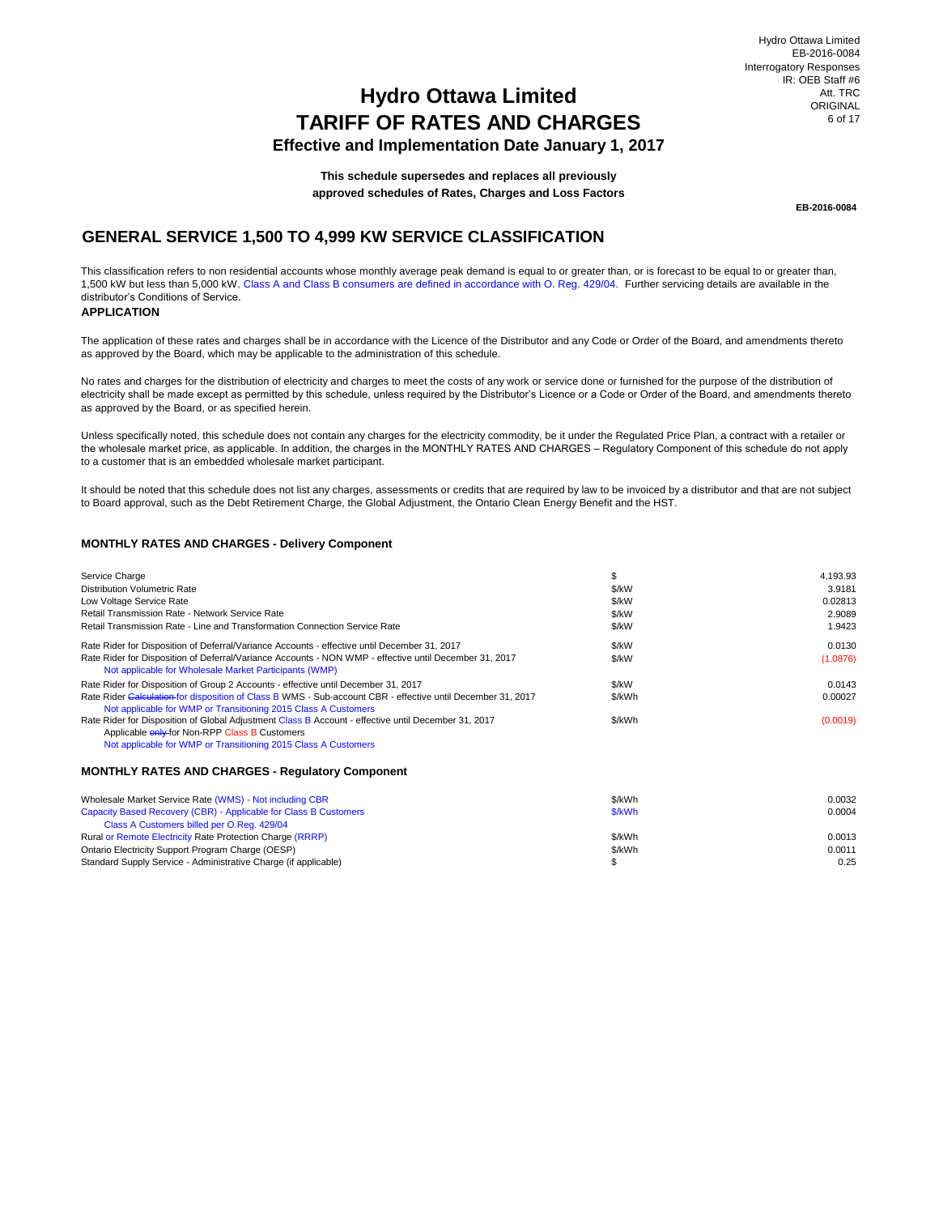# Hydro Ottawa Limited

# TARIFF OF RATES AND CHARGES

### Effective and Implementation Date January 1, 2017

**This schedule supersedes and replaces all previously approved schedules of Rates, Charges and Loss Factors**

**EB-2016-0084**

## GENERAL SERVICE 1,500 TO 4,999 KW SERVICE CLASSIFICATION

This classification refers to non residential accounts whose monthly average peak demand is equal to or greater than, or is forecast to be equal to or greater than, 1,500 kW but less than 5,000 kW. Class A and Class B consumers are defined in accordance with O. Reg. 429/04. Further servicing details are available in the distributor's Conditions of Service.

**APPLICATION**

The application of these rates and charges shall be in accordance with the Licence of the Distributor and any Code or Order of the Board, and amendments thereto as approved by the Board, which may be applicable to the administration of this schedule.

No rates and charges for the distribution of electricity and charges to meet the costs of any work or service done or furnished for the purpose of the distribution of electricity shall be made except as permitted by this schedule, unless required by the Distributor's Licence or a Code or Order of the Board, and amendments thereto as approved by the Board, or as specified herein.

Unless specifically noted, this schedule does not contain any charges for the electricity commodity, be it under the Regulated Price Plan, a contract with a retailer or the wholesale market price, as applicable. In addition, the charges in the MONTHLY RATES AND CHARGES – Regulatory Component of this schedule do not apply to a customer that is an embedded wholesale market participant.

It should be noted that this schedule does not list any charges, assessments or credits that are required by law to be invoiced by a distributor and that are not subject to Board approval, such as the Debt Retirement Charge, the Global Adjustment, the Ontario Clean Energy Benefit and the HST.

**MONTHLY RATES AND CHARGES - Delivery Component**

| | | |
|---|---|---|
| Service Charge | $ | 4,193.93 |
| Distribution Volumetric Rate | $/kW | 3.9181 |
| Low Voltage Service Rate | $/kW | 0.02813 |
| Retail Transmission Rate - Network Service Rate | $/kW | 2.9089 |
| Retail Transmission Rate - Line and Transformation Connection Service Rate | $/kW | 1.9423 |
| Rate Rider for Disposition of Deferral/Variance Accounts - effective until December 31, 2017 | $/kW | 0.0130 |
| Rate Rider for Disposition of Deferral/Variance Accounts - NON WMP - effective until December 31, 2017<br>Not applicable for Wholesale Market Participants (WMP) | $/kW | (1.0876) |
| Rate Rider for Disposition of Group 2 Accounts - effective until December 31, 2017 | $/kW | 0.0143 |
| Rate Rider ~~Calculation~~ for disposition of Class B WMS - Sub-account CBR - effective until December 31, 2017<br>Not applicable for WMP or Transitioning 2015 Class A Customers | $/kWh | 0.00027 |
| Rate Rider for Disposition of Global Adjustment Class B Account - effective until December 31, 2017<br>Applicable ~~only~~ for Non-RPP Class B Customers<br>Not applicable for WMP or Transitioning 2015 Class A Customers | $/kWh | (0.0019) |

**MONTHLY RATES AND CHARGES - Regulatory Component**

| | | |
|---|---|---|
| Wholesale Market Service Rate (WMS) - Not including CBR | $/kWh | 0.0032 |
| Capacity Based Recovery (CBR) - Applicable for Class B Customers<br>Class A Customers billed per O.Reg. 429/04 | $/kWh | 0.0004 |
| Rural or Remote Electricity Rate Protection Charge (RRRP) | $/kWh | 0.0013 |
| Ontario Electricity Support Program Charge (OESP) | $/kWh | 0.0011 |
| Standard Supply Service - Administrative Charge (if applicable) | $ | 0.25 |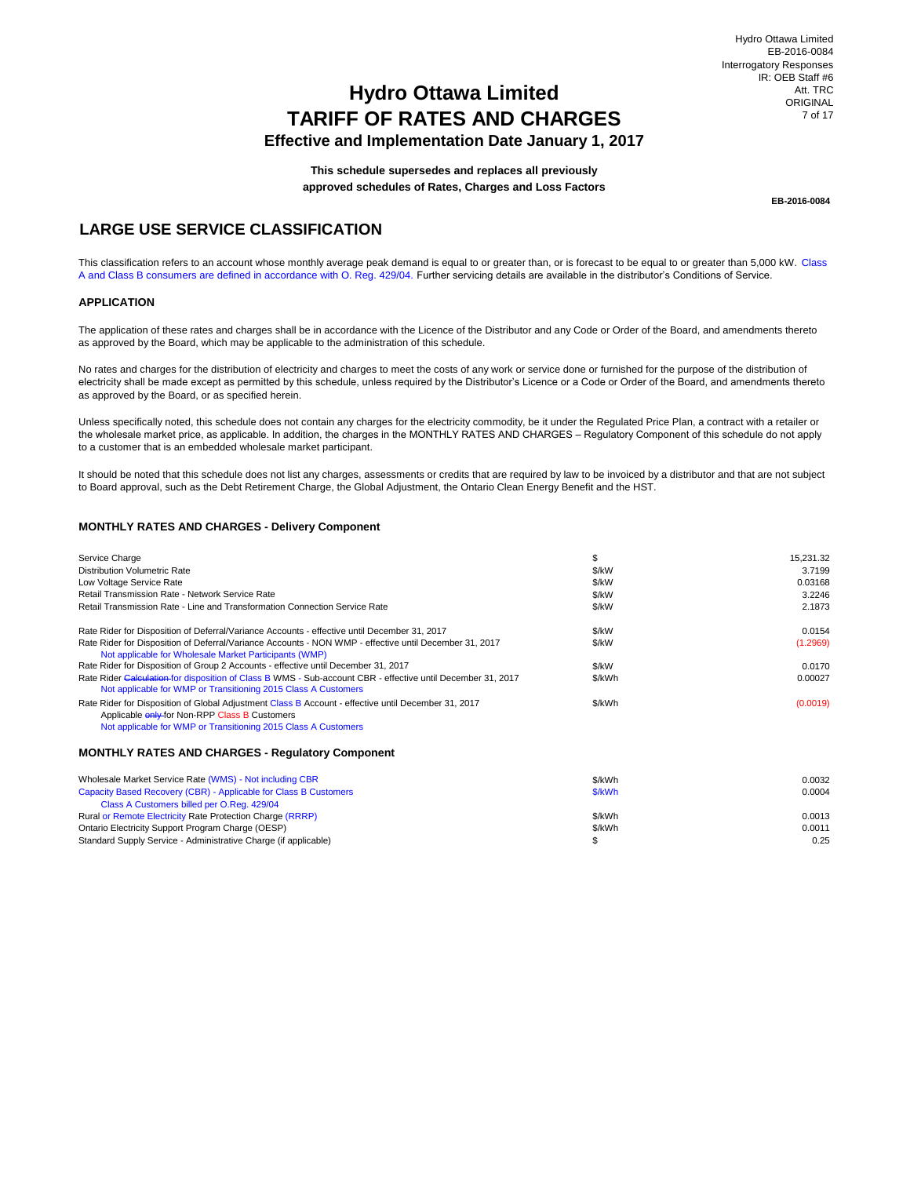# Hydro Ottawa Limited
# TARIFF OF RATES AND CHARGES
### Effective and Implementation Date January 1, 2017

**This schedule supersedes and replaces all previously approved schedules of Rates, Charges and Loss Factors**

**EB-2016-0084**

## LARGE USE SERVICE CLASSIFICATION

This classification refers to an account whose monthly average peak demand is equal to or greater than, or is forecast to be equal to or greater than 5,000 kW. Class A and Class B consumers are defined in accordance with O. Reg. 429/04. Further servicing details are available in the distributor's Conditions of Service.

### APPLICATION

The application of these rates and charges shall be in accordance with the Licence of the Distributor and any Code or Order of the Board, and amendments thereto as approved by the Board, which may be applicable to the administration of this schedule.

No rates and charges for the distribution of electricity and charges to meet the costs of any work or service done or furnished for the purpose of the distribution of electricity shall be made except as permitted by this schedule, unless required by the Distributor's Licence or a Code or Order of the Board, and amendments thereto as approved by the Board, or as specified herein.

Unless specifically noted, this schedule does not contain any charges for the electricity commodity, be it under the Regulated Price Plan, a contract with a retailer or the wholesale market price, as applicable. In addition, the charges in the MONTHLY RATES AND CHARGES – Regulatory Component of this schedule do not apply to a customer that is an embedded wholesale market participant.

It should be noted that this schedule does not list any charges, assessments or credits that are required by law to be invoiced by a distributor and that are not subject to Board approval, such as the Debt Retirement Charge, the Global Adjustment, the Ontario Clean Energy Benefit and the HST.

### MONTHLY RATES AND CHARGES - Delivery Component

| | | |
|---|---|---|
| Service Charge | $ | 15,231.32 |
| Distribution Volumetric Rate | $/kW | 3.7199 |
| Low Voltage Service Rate | $/kW | 0.03168 |
| Retail Transmission Rate - Network Service Rate | $/kW | 3.2246 |
| Retail Transmission Rate - Line and Transformation Connection Service Rate | $/kW | 2.1873 |
| Rate Rider for Disposition of Deferral/Variance Accounts - effective until December 31, 2017 | $/kW | 0.0154 |
| Rate Rider for Disposition of Deferral/Variance Accounts - NON WMP - effective until December 31, 2017<br>Not applicable for Wholesale Market Participants (WMP) | $/kW | (1.2969) |
| Rate Rider for Disposition of Group 2 Accounts - effective until December 31, 2017 | $/kW | 0.0170 |
| Rate Rider ~~Calculation~~ for disposition of Class B WMS - Sub-account CBR - effective until December 31, 2017<br>Not applicable for WMP or Transitioning 2015 Class A Customers | $/kWh | 0.00027 |
| Rate Rider for Disposition of Global Adjustment Class B Account - effective until December 31, 2017<br>Applicable ~~only~~ for Non-RPP Class B Customers<br>Not applicable for WMP or Transitioning 2015 Class A Customers | $/kWh | (0.0019) |

### MONTHLY RATES AND CHARGES - Regulatory Component

| | | |
|---|---|---|
| Wholesale Market Service Rate (WMS) - Not including CBR | $/kWh | 0.0032 |
| Capacity Based Recovery (CBR) - Applicable for Class B Customers<br>Class A Customers billed per O.Reg. 429/04 | $/kWh | 0.0004 |
| Rural or Remote Electricity Rate Protection Charge (RRRP) | $/kWh | 0.0013 |
| Ontario Electricity Support Program Charge (OESP) | $/kWh | 0.0011 |
| Standard Supply Service - Administrative Charge (if applicable) | $ | 0.25 |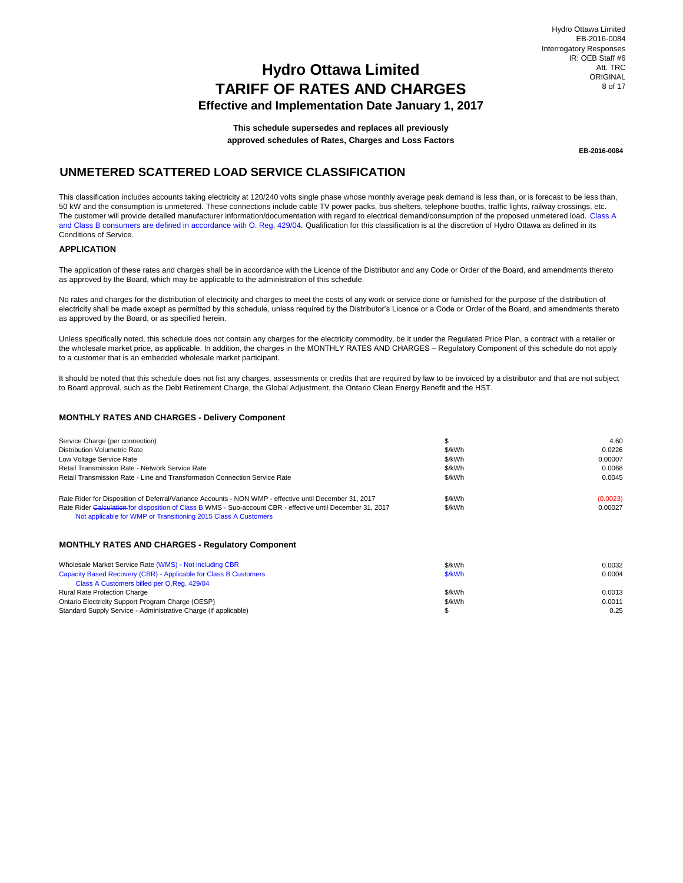# Hydro Ottawa Limited
# TARIFF OF RATES AND CHARGES
### Effective and Implementation Date January 1, 2017

**This schedule supersedes and replaces all previously approved schedules of Rates, Charges and Loss Factors**

**EB-2016-0084**

## UNMETERED SCATTERED LOAD SERVICE CLASSIFICATION

This classification includes accounts taking electricity at 120/240 volts single phase whose monthly average peak demand is less than, or is forecast to be less than, 50 kW and the consumption is unmetered. These connections include cable TV power packs, bus shelters, telephone booths, traffic lights, railway crossings, etc. The customer will provide detailed manufacturer information/documentation with regard to electrical demand/consumption of the proposed unmetered load. Class A and Class B consumers are defined in accordance with O. Reg. 429/04. Qualification for this classification is at the discretion of Hydro Ottawa as defined in its Conditions of Service.

### APPLICATION

The application of these rates and charges shall be in accordance with the Licence of the Distributor and any Code or Order of the Board, and amendments thereto as approved by the Board, which may be applicable to the administration of this schedule.

No rates and charges for the distribution of electricity and charges to meet the costs of any work or service done or furnished for the purpose of the distribution of electricity shall be made except as permitted by this schedule, unless required by the Distributor's Licence or a Code or Order of the Board, and amendments thereto as approved by the Board, or as specified herein.

Unless specifically noted, this schedule does not contain any charges for the electricity commodity, be it under the Regulated Price Plan, a contract with a retailer or the wholesale market price, as applicable. In addition, the charges in the MONTHLY RATES AND CHARGES – Regulatory Component of this schedule do not apply to a customer that is an embedded wholesale market participant.

It should be noted that this schedule does not list any charges, assessments or credits that are required by law to be invoiced by a distributor and that are not subject to Board approval, such as the Debt Retirement Charge, the Global Adjustment, the Ontario Clean Energy Benefit and the HST.

### MONTHLY RATES AND CHARGES - Delivery Component

| | | |
|---|---|---|
| Service Charge (per connection) | $ | 4.60 |
| Distribution Volumetric Rate | $/kWh | 0.0226 |
| Low Voltage Service Rate | $/kWh | 0.00007 |
| Retail Transmission Rate - Network Service Rate | $/kWh | 0.0068 |
| Retail Transmission Rate - Line and Transformation Connection Service Rate | $/kWh | 0.0045 |
| Rate Rider for Disposition of Deferral/Variance Accounts - NON WMP - effective until December 31, 2017 | $/kWh | (0.0023) |
| Rate Rider ~~Calculation~~ for disposition of Class B WMS - Sub-account CBR - effective until December 31, 2017<br>Not applicable for WMP or Transitioning 2015 Class A Customers | $/kWh | 0.00027 |

### MONTHLY RATES AND CHARGES - Regulatory Component

| | | |
|---|---|---|
| Wholesale Market Service Rate (WMS) - Not including CBR | $/kWh | 0.0032 |
| Capacity Based Recovery (CBR) - Applicable for Class B Customers<br>Class A Customers billed per O.Reg. 429/04 | $/kWh | 0.0004 |
| Rural Rate Protection Charge | $/kWh | 0.0013 |
| Ontario Electricity Support Program Charge (OESP) | $/kWh | 0.0011 |
| Standard Supply Service - Administrative Charge (if applicable) | $ | 0.25 |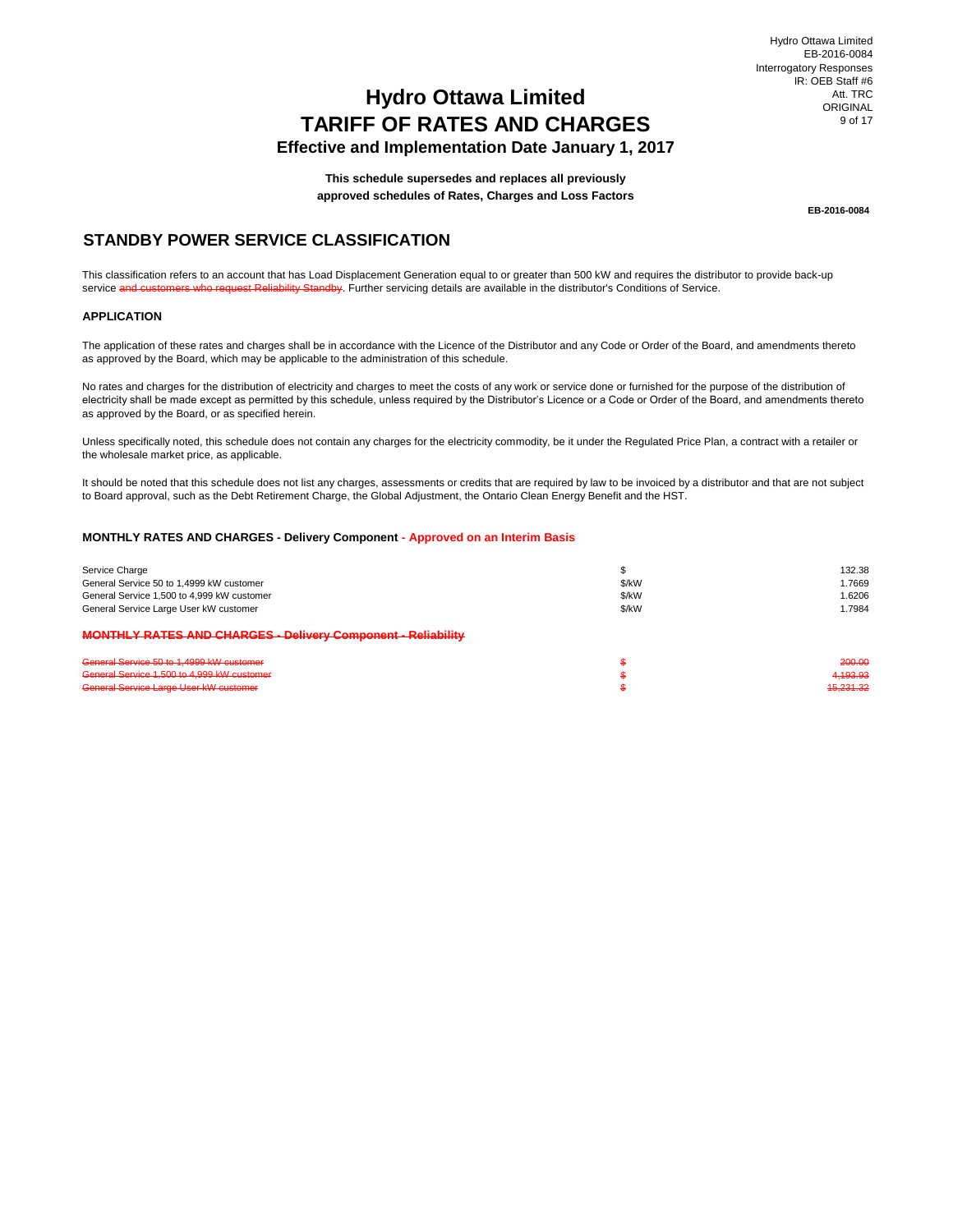# Hydro Ottawa Limited
# TARIFF OF RATES AND CHARGES
## Effective and Implementation Date January 1, 2017

**This schedule supersedes and replaces all previously approved schedules of Rates, Charges and Loss Factors**

**EB-2016-0084**

## STANDBY POWER SERVICE CLASSIFICATION

This classification refers to an account that has Load Displacement Generation equal to or greater than 500 kW and requires the distributor to provide back-up service ~~and customers who request Reliability Standby~~. Further servicing details are available in the distributor's Conditions of Service.

### APPLICATION

The application of these rates and charges shall be in accordance with the Licence of the Distributor and any Code or Order of the Board, and amendments thereto as approved by the Board, which may be applicable to the administration of this schedule.

No rates and charges for the distribution of electricity and charges to meet the costs of any work or service done or furnished for the purpose of the distribution of electricity shall be made except as permitted by this schedule, unless required by the Distributor's Licence or a Code or Order of the Board, and amendments thereto as approved by the Board, or as specified herein.

Unless specifically noted, this schedule does not contain any charges for the electricity commodity, be it under the Regulated Price Plan, a contract with a retailer or the wholesale market price, as applicable.

It should be noted that this schedule does not list any charges, assessments or credits that are required by law to be invoiced by a distributor and that are not subject to Board approval, such as the Debt Retirement Charge, the Global Adjustment, the Ontario Clean Energy Benefit and the HST.

### MONTHLY RATES AND CHARGES - Delivery Component - Approved on an Interim Basis

| | | |
|---|---|---|
| Service Charge | $ | 132.38 |
| General Service 50 to 1,4999 kW customer | $/kW | 1.7669 |
| General Service 1,500 to 4,999 kW customer | $/kW | 1.6206 |
| General Service Large User kW customer | $/kW | 1.7984 |

### ~~MONTHLY RATES AND CHARGES - Delivery Component - Reliability~~

| | | |
|---|---|---|
| ~~General Service 50 to 1,4999 kW customer~~ | ~~$~~ | ~~200.00~~ |
| ~~General Service 1,500 to 4,999 kW customer~~ | ~~$~~ | ~~4,193.93~~ |
| ~~General Service Large User kW customer~~ | ~~$~~ | ~~15,231.32~~ |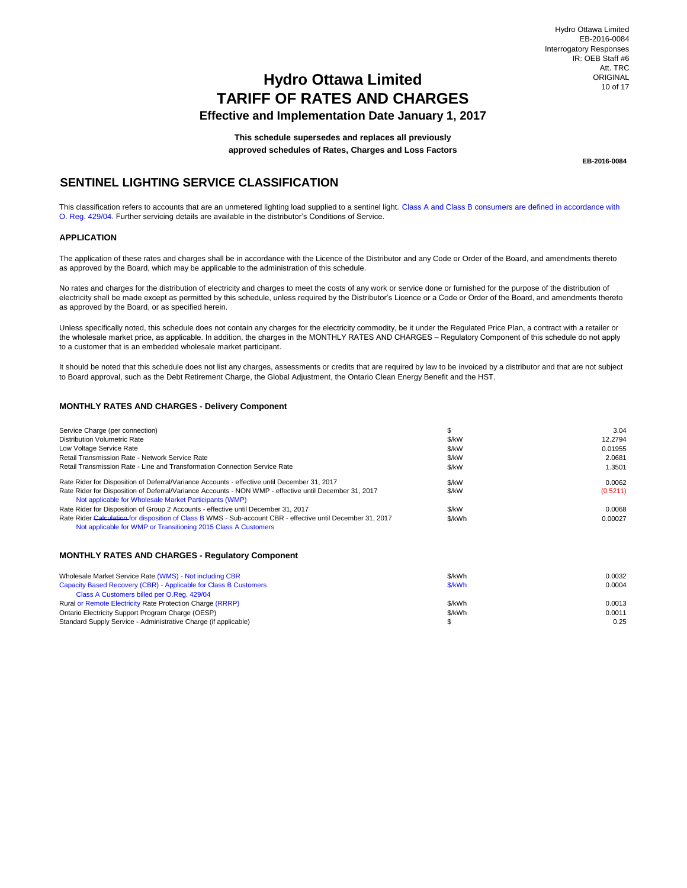# Hydro Ottawa Limited
# TARIFF OF RATES AND CHARGES
### Effective and Implementation Date January 1, 2017

**This schedule supersedes and replaces all previously approved schedules of Rates, Charges and Loss Factors**

**EB-2016-0084**

## SENTINEL LIGHTING SERVICE CLASSIFICATION

This classification refers to accounts that are an unmetered lighting load supplied to a sentinel light. Class A and Class B consumers are defined in accordance with O. Reg. 429/04. Further servicing details are available in the distributor's Conditions of Service.

### APPLICATION

The application of these rates and charges shall be in accordance with the Licence of the Distributor and any Code or Order of the Board, and amendments thereto as approved by the Board, which may be applicable to the administration of this schedule.

No rates and charges for the distribution of electricity and charges to meet the costs of any work or service done or furnished for the purpose of the distribution of electricity shall be made except as permitted by this schedule, unless required by the Distributor's Licence or a Code or Order of the Board, and amendments thereto as approved by the Board, or as specified herein.

Unless specifically noted, this schedule does not contain any charges for the electricity commodity, be it under the Regulated Price Plan, a contract with a retailer or the wholesale market price, as applicable. In addition, the charges in the MONTHLY RATES AND CHARGES – Regulatory Component of this schedule do not apply to a customer that is an embedded wholesale market participant.

It should be noted that this schedule does not list any charges, assessments or credits that are required by law to be invoiced by a distributor and that are not subject to Board approval, such as the Debt Retirement Charge, the Global Adjustment, the Ontario Clean Energy Benefit and the HST.

### MONTHLY RATES AND CHARGES - Delivery Component

| | | |
|---|---|---|
| Service Charge (per connection) | $ | 3.04 |
| Distribution Volumetric Rate | $/kW | 12.2794 |
| Low Voltage Service Rate | $/kW | 0.01955 |
| Retail Transmission Rate - Network Service Rate | $/kW | 2.0681 |
| Retail Transmission Rate - Line and Transformation Connection Service Rate | $/kW | 1.3501 |
| Rate Rider for Disposition of Deferral/Variance Accounts - effective until December 31, 2017 | $/kW | 0.0062 |
| Rate Rider for Disposition of Deferral/Variance Accounts - NON WMP - effective until December 31, 2017<br>Not applicable for Wholesale Market Participants (WMP) | $/kW | (0.5211) |
| Rate Rider for Disposition of Group 2 Accounts - effective until December 31, 2017 | $/kW | 0.0068 |
| Rate Rider ~~Calculation~~ for disposition of Class B WMS - Sub-account CBR - effective until December 31, 2017<br>Not applicable for WMP or Transitioning 2015 Class A Customers | $/kWh | 0.00027 |

### MONTHLY RATES AND CHARGES - Regulatory Component

| | | |
|---|---|---|
| Wholesale Market Service Rate (WMS) - Not including CBR | $/kWh | 0.0032 |
| Capacity Based Recovery (CBR) - Applicable for Class B Customers<br>Class A Customers billed per O.Reg. 429/04 | $/kWh | 0.0004 |
| Rural or Remote Electricity Rate Protection Charge (RRRP) | $/kWh | 0.0013 |
| Ontario Electricity Support Program Charge (OESP) | $/kWh | 0.0011 |
| Standard Supply Service - Administrative Charge (if applicable) | $ | 0.25 |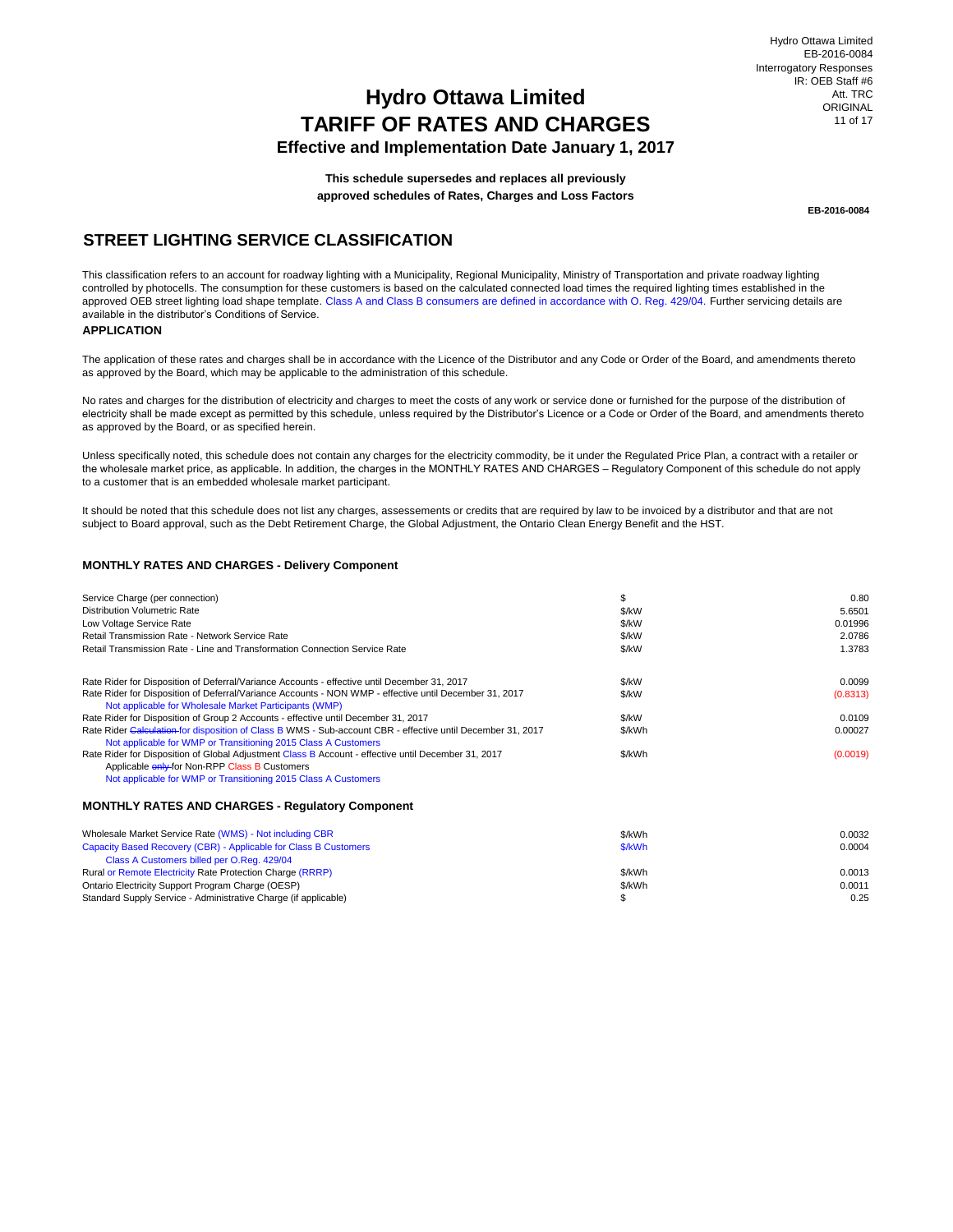# Hydro Ottawa Limited
# TARIFF OF RATES AND CHARGES
### Effective and Implementation Date January 1, 2017

**This schedule supersedes and replaces all previously approved schedules of Rates, Charges and Loss Factors**

**EB-2016-0084**

## STREET LIGHTING SERVICE CLASSIFICATION

This classification refers to an account for roadway lighting with a Municipality, Regional Municipality, Ministry of Transportation and private roadway lighting controlled by photocells. The consumption for these customers is based on the calculated connected load times the required lighting times established in the approved OEB street lighting load shape template. Class A and Class B consumers are defined in accordance with O. Reg. 429/04. Further servicing details are available in the distributor's Conditions of Service.

**APPLICATION**

The application of these rates and charges shall be in accordance with the Licence of the Distributor and any Code or Order of the Board, and amendments thereto as approved by the Board, which may be applicable to the administration of this schedule.

No rates and charges for the distribution of electricity and charges to meet the costs of any work or service done or furnished for the purpose of the distribution of electricity shall be made except as permitted by this schedule, unless required by the Distributor's Licence or a Code or Order of the Board, and amendments thereto as approved by the Board, or as specified herein.

Unless specifically noted, this schedule does not contain any charges for the electricity commodity, be it under the Regulated Price Plan, a contract with a retailer or the wholesale market price, as applicable. In addition, the charges in the MONTHLY RATES AND CHARGES – Regulatory Component of this schedule do not apply to a customer that is an embedded wholesale market participant.

It should be noted that this schedule does not list any charges, assessements or credits that are required by law to be invoiced by a distributor and that are not subject to Board approval, such as the Debt Retirement Charge, the Global Adjustment, the Ontario Clean Energy Benefit and the HST.

**MONTHLY RATES AND CHARGES - Delivery Component**

| | | |
|---|---|---|
| Service Charge (per connection) | $ | 0.80 |
| Distribution Volumetric Rate | $/kW | 5.6501 |
| Low Voltage Service Rate | $/kW | 0.01996 |
| Retail Transmission Rate - Network Service Rate | $/kW | 2.0786 |
| Retail Transmission Rate - Line and Transformation Connection Service Rate | $/kW | 1.3783 |
| Rate Rider for Disposition of Deferral/Variance Accounts - effective until December 31, 2017 | $/kW | 0.0099 |
| Rate Rider for Disposition of Deferral/Variance Accounts - NON WMP - effective until December 31, 2017<br>Not applicable for Wholesale Market Participants (WMP) | $/kW | (0.8313) |
| Rate Rider for Disposition of Group 2 Accounts - effective until December 31, 2017 | $/kW | 0.0109 |
| Rate Rider ~~Calculation~~ for disposition of Class B WMS - Sub-account CBR - effective until December 31, 2017<br>Not applicable for WMP or Transitioning 2015 Class A Customers | $/kWh | 0.00027 |
| Rate Rider for Disposition of Global Adjustment Class B Account - effective until December 31, 2017<br>Applicable ~~only~~ for Non-RPP Class B Customers<br>Not applicable for WMP or Transitioning 2015 Class A Customers | $/kWh | (0.0019) |

**MONTHLY RATES AND CHARGES - Regulatory Component**

| | | |
|---|---|---|
| Wholesale Market Service Rate (WMS) - Not including CBR | $/kWh | 0.0032 |
| Capacity Based Recovery (CBR) - Applicable for Class B Customers<br>Class A Customers billed per O.Reg. 429/04 | $/kWh | 0.0004 |
| Rural or Remote Electricity Rate Protection Charge (RRRP) | $/kWh | 0.0013 |
| Ontario Electricity Support Program Charge (OESP) | $/kWh | 0.0011 |
| Standard Supply Service - Administrative Charge (if applicable) | $ | 0.25 |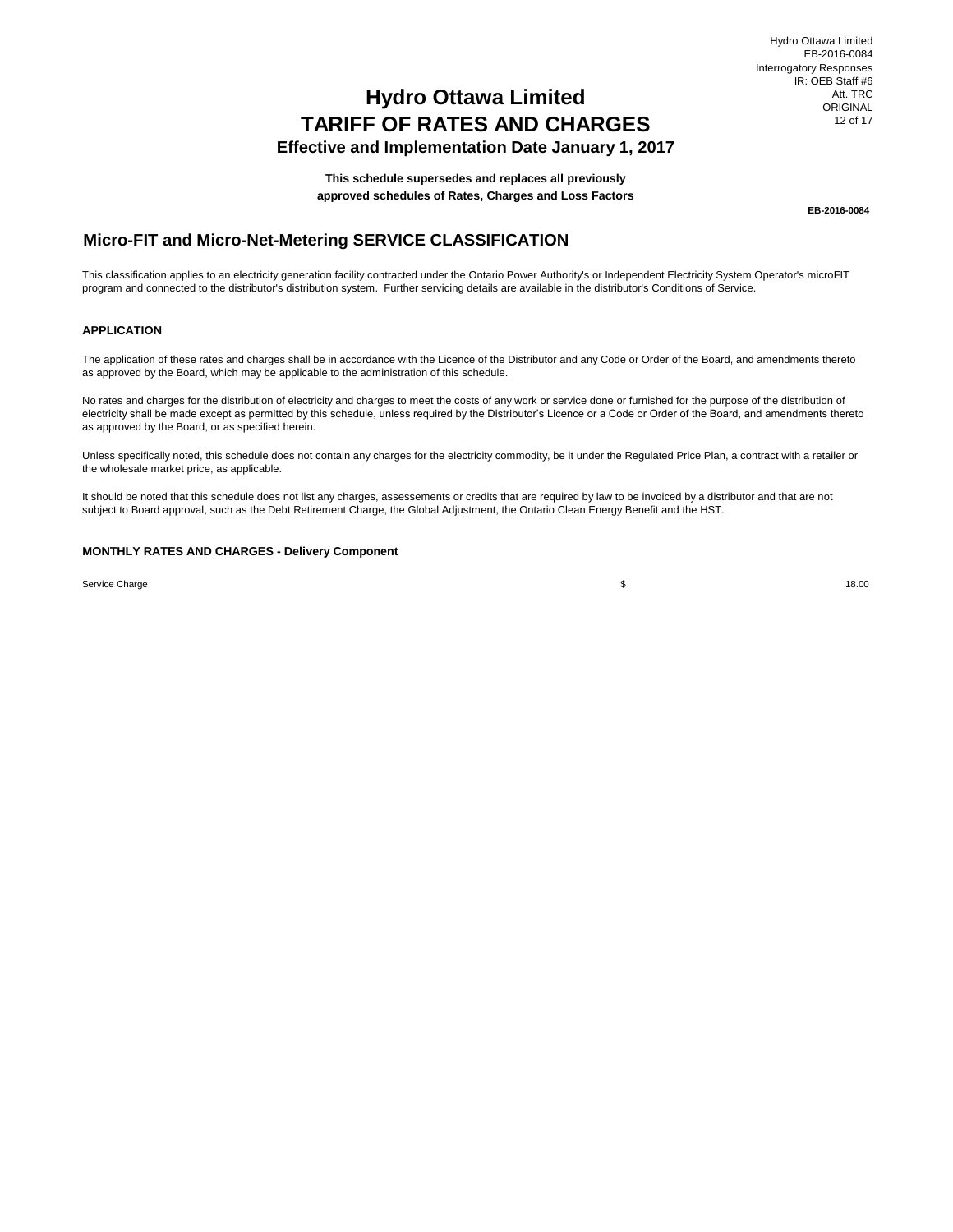# Hydro Ottawa Limited
# TARIFF OF RATES AND CHARGES
## Effective and Implementation Date January 1, 2017

**This schedule supersedes and replaces all previously approved schedules of Rates, Charges and Loss Factors**

**EB-2016-0084**

## Micro-FIT and Micro-Net-Metering SERVICE CLASSIFICATION

This classification applies to an electricity generation facility contracted under the Ontario Power Authority's or Independent Electricity System Operator's microFIT program and connected to the distributor's distribution system. Further servicing details are available in the distributor's Conditions of Service.

### APPLICATION

The application of these rates and charges shall be in accordance with the Licence of the Distributor and any Code or Order of the Board, and amendments thereto as approved by the Board, which may be applicable to the administration of this schedule.

No rates and charges for the distribution of electricity and charges to meet the costs of any work or service done or furnished for the purpose of the distribution of electricity shall be made except as permitted by this schedule, unless required by the Distributor's Licence or a Code or Order of the Board, and amendments thereto as approved by the Board, or as specified herein.

Unless specifically noted, this schedule does not contain any charges for the electricity commodity, be it under the Regulated Price Plan, a contract with a retailer or the wholesale market price, as applicable.

It should be noted that this schedule does not list any charges, assessements or credits that are required by law to be invoiced by a distributor and that are not subject to Board approval, such as the Debt Retirement Charge, the Global Adjustment, the Ontario Clean Energy Benefit and the HST.

### MONTHLY RATES AND CHARGES - Delivery Component

| | | |
|---|---|---|
| Service Charge | $ | 18.00 |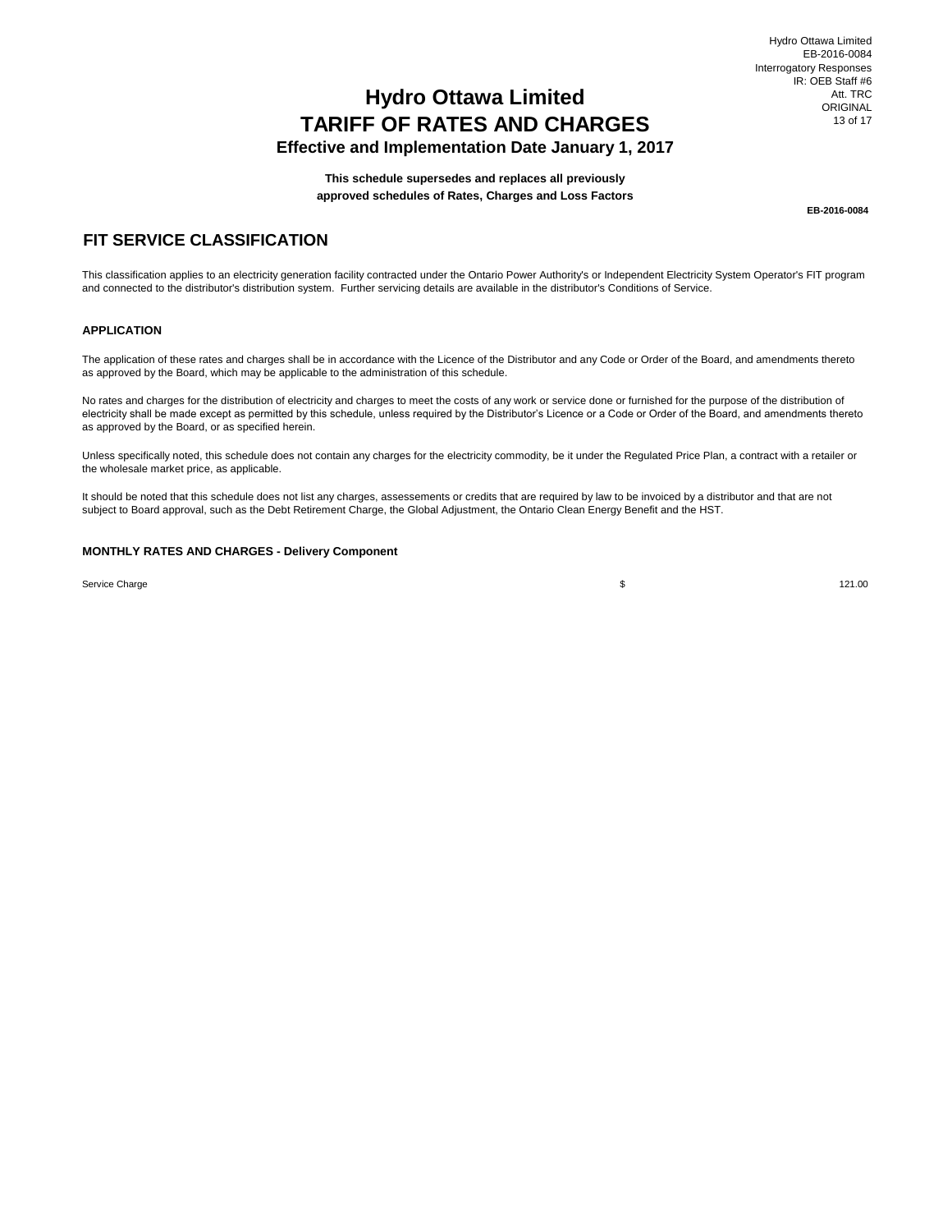# Hydro Ottawa Limited
# TARIFF OF RATES AND CHARGES
### Effective and Implementation Date January 1, 2017

**This schedule supersedes and replaces all previously approved schedules of Rates, Charges and Loss Factors**

**EB-2016-0084**

## FIT SERVICE CLASSIFICATION

This classification applies to an electricity generation facility contracted under the Ontario Power Authority's or Independent Electricity System Operator's FIT program and connected to the distributor's distribution system. Further servicing details are available in the distributor's Conditions of Service.

#### APPLICATION

The application of these rates and charges shall be in accordance with the Licence of the Distributor and any Code or Order of the Board, and amendments thereto as approved by the Board, which may be applicable to the administration of this schedule.

No rates and charges for the distribution of electricity and charges to meet the costs of any work or service done or furnished for the purpose of the distribution of electricity shall be made except as permitted by this schedule, unless required by the Distributor's Licence or a Code or Order of the Board, and amendments thereto as approved by the Board, or as specified herein.

Unless specifically noted, this schedule does not contain any charges for the electricity commodity, be it under the Regulated Price Plan, a contract with a retailer or the wholesale market price, as applicable.

It should be noted that this schedule does not list any charges, assessements or credits that are required by law to be invoiced by a distributor and that are not subject to Board approval, such as the Debt Retirement Charge, the Global Adjustment, the Ontario Clean Energy Benefit and the HST.

#### MONTHLY RATES AND CHARGES - Delivery Component

| | | |
|---|---|---|
| Service Charge | $ | 121.00 |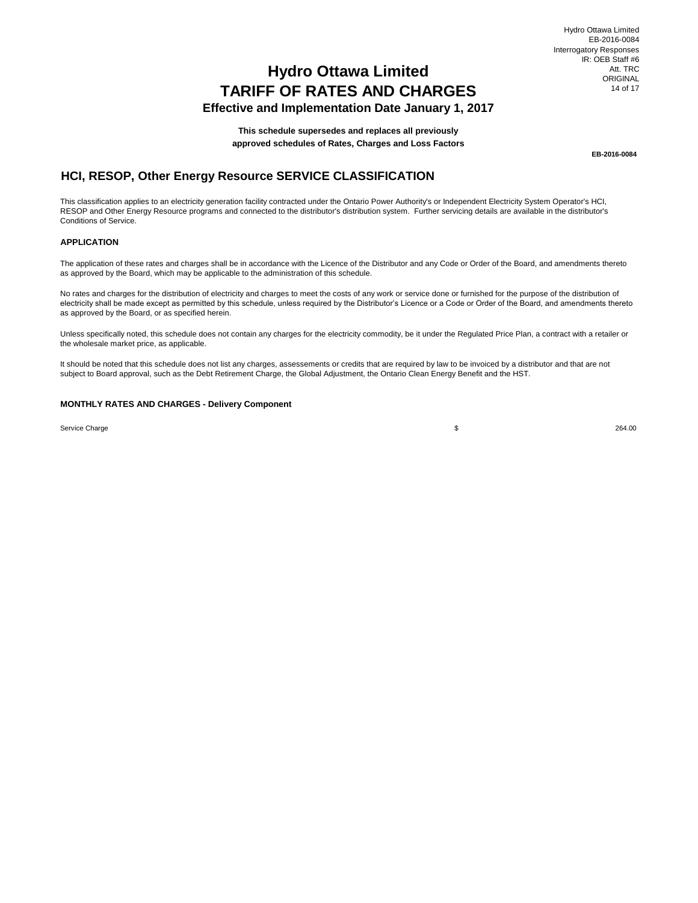# Hydro Ottawa Limited
# TARIFF OF RATES AND CHARGES
### Effective and Implementation Date January 1, 2017

**This schedule supersedes and replaces all previously approved schedules of Rates, Charges and Loss Factors**

**EB-2016-0084**

## HCI, RESOP, Other Energy Resource SERVICE CLASSIFICATION

This classification applies to an electricity generation facility contracted under the Ontario Power Authority's or Independent Electricity System Operator's HCI, RESOP and Other Energy Resource programs and connected to the distributor's distribution system. Further servicing details are available in the distributor's Conditions of Service.

#### APPLICATION

The application of these rates and charges shall be in accordance with the Licence of the Distributor and any Code or Order of the Board, and amendments thereto as approved by the Board, which may be applicable to the administration of this schedule.

No rates and charges for the distribution of electricity and charges to meet the costs of any work or service done or furnished for the purpose of the distribution of electricity shall be made except as permitted by this schedule, unless required by the Distributor's Licence or a Code or Order of the Board, and amendments thereto as approved by the Board, or as specified herein.

Unless specifically noted, this schedule does not contain any charges for the electricity commodity, be it under the Regulated Price Plan, a contract with a retailer or the wholesale market price, as applicable.

It should be noted that this schedule does not list any charges, assessements or credits that are required by law to be invoiced by a distributor and that are not subject to Board approval, such as the Debt Retirement Charge, the Global Adjustment, the Ontario Clean Energy Benefit and the HST.

#### MONTHLY RATES AND CHARGES - Delivery Component

| | | |
|---|---|---|
| Service Charge | $ | 264.00 |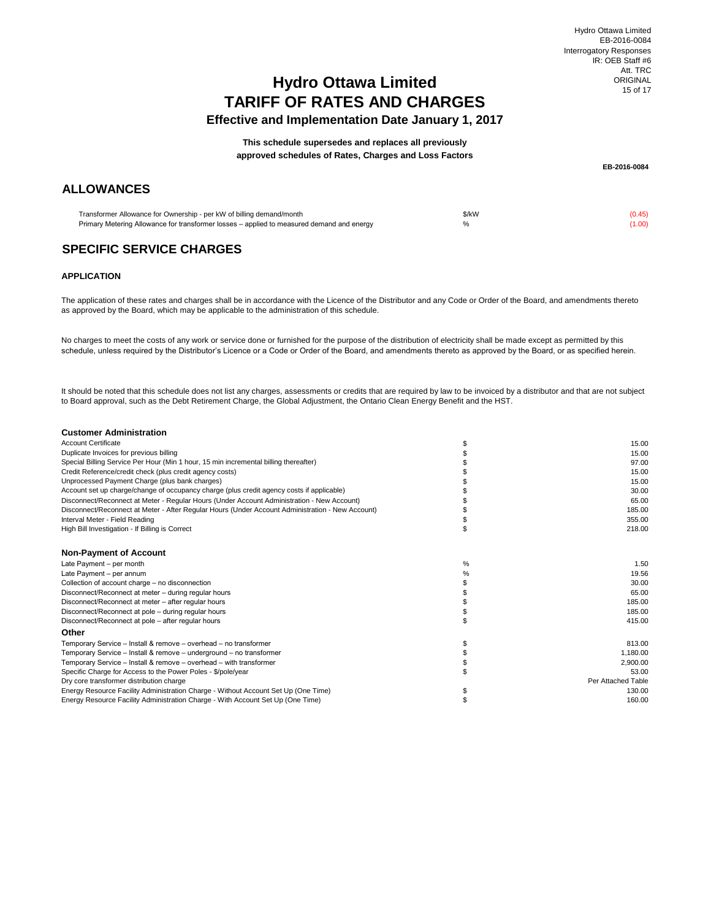# Hydro Ottawa Limited
# TARIFF OF RATES AND CHARGES
### Effective and Implementation Date January 1, 2017

**This schedule supersedes and replaces all previously approved schedules of Rates, Charges and Loss Factors**

**EB-2016-0084**

## ALLOWANCES

| | | |
|---|---|---|
| Transformer Allowance for Ownership - per kW of billing demand/month | $/kW | (0.45) |
| Primary Metering Allowance for transformer losses – applied to measured demand and energy | % | (1.00) |

## SPECIFIC SERVICE CHARGES

### APPLICATION

The application of these rates and charges shall be in accordance with the Licence of the Distributor and any Code or Order of the Board, and amendments thereto as approved by the Board, which may be applicable to the administration of this schedule.

No charges to meet the costs of any work or service done or furnished for the purpose of the distribution of electricity shall be made except as permitted by this schedule, unless required by the Distributor's Licence or a Code or Order of the Board, and amendments thereto as approved by the Board, or as specified herein.

It should be noted that this schedule does not list any charges, assessments or credits that are required by law to be invoiced by a distributor and that are not subject to Board approval, such as the Debt Retirement Charge, the Global Adjustment, the Ontario Clean Energy Benefit and the HST.

| **Customer Administration** | | |
|---|---|---|
| Account Certificate | $ | 15.00 |
| Duplicate Invoices for previous billing | $ | 15.00 |
| Special Billing Service Per Hour (Min 1 hour, 15 min incremental billing thereafter) | $ | 97.00 |
| Credit Reference/credit check (plus credit agency costs) | $ | 15.00 |
| Unprocessed Payment Charge (plus bank charges) | $ | 15.00 |
| Account set up charge/change of occupancy charge (plus credit agency costs if applicable) | $ | 30.00 |
| Disconnect/Reconnect at Meter - Regular Hours (Under Account Administration - New Account) | $ | 65.00 |
| Disconnect/Reconnect at Meter - After Regular Hours (Under Account Administration - New Account) | $ | 185.00 |
| Interval Meter - Field Reading | $ | 355.00 |
| High Bill Investigation - If Billing is Correct | $ | 218.00 |
| **Non-Payment of Account** | | |
| Late Payment – per month | % | 1.50 |
| Late Payment – per annum | % | 19.56 |
| Collection of account charge – no disconnection | $ | 30.00 |
| Disconnect/Reconnect at meter – during regular hours | $ | 65.00 |
| Disconnect/Reconnect at meter – after regular hours | $ | 185.00 |
| Disconnect/Reconnect at pole – during regular hours | $ | 185.00 |
| Disconnect/Reconnect at pole – after regular hours | $ | 415.00 |
| **Other** | | |
| Temporary Service – Install & remove – overhead – no transformer | $ | 813.00 |
| Temporary Service – Install & remove – underground – no transformer | $ | 1,180.00 |
| Temporary Service – Install & remove – overhead – with transformer | $ | 2,900.00 |
| Specific Charge for Access to the Power Poles - $/pole/year | $ | 53.00 |
| Dry core transformer distribution charge | | Per Attached Table |
| Energy Resource Facility Administration Charge - Without Account Set Up (One Time) | $ | 130.00 |
| Energy Resource Facility Administration Charge - With Account Set Up (One Time) | $ | 160.00 |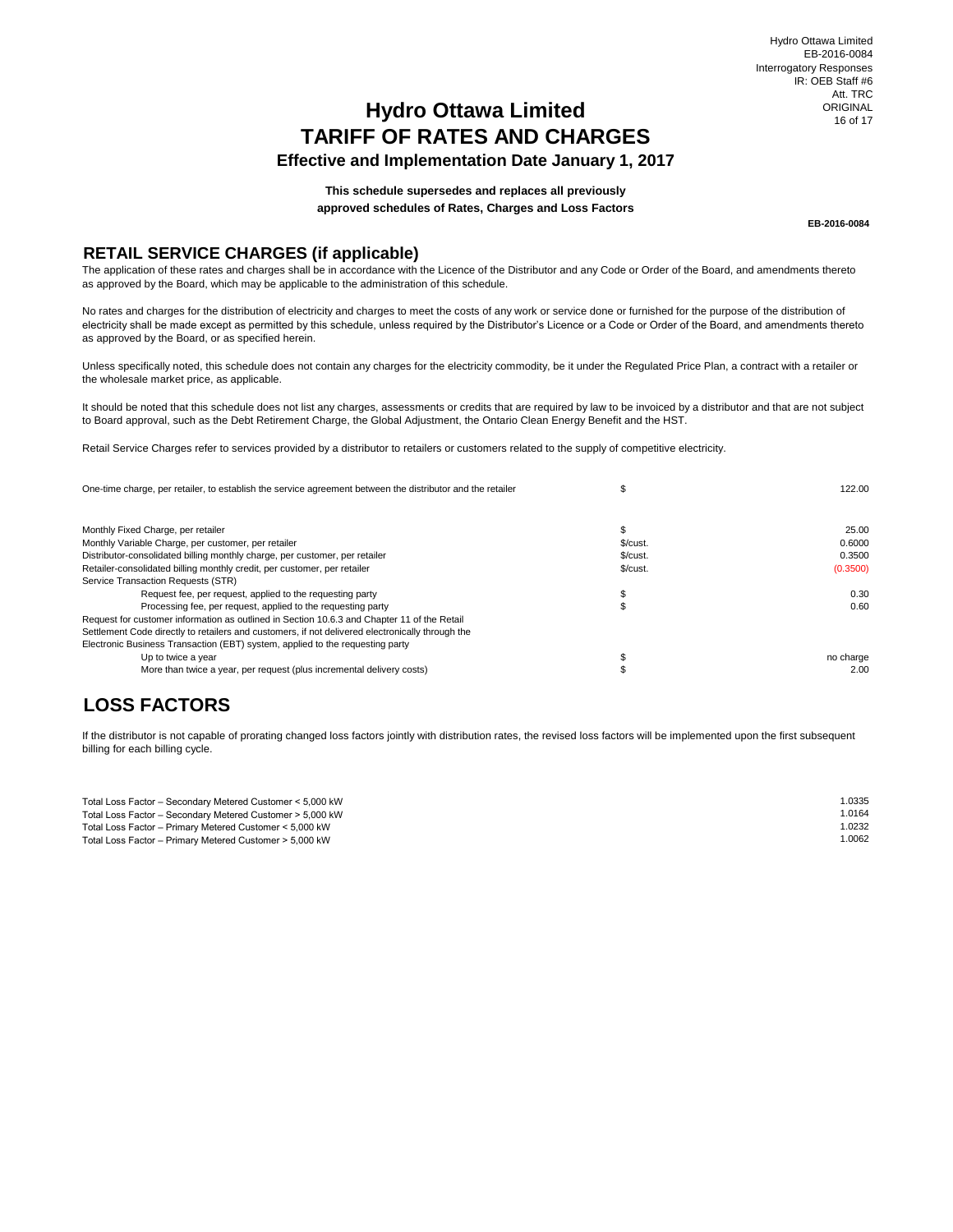# Hydro Ottawa Limited
# TARIFF OF RATES AND CHARGES
### Effective and Implementation Date January 1, 2017

**This schedule supersedes and replaces all previously approved schedules of Rates, Charges and Loss Factors**

**EB-2016-0084**

## RETAIL SERVICE CHARGES (if applicable)

The application of these rates and charges shall be in accordance with the Licence of the Distributor and any Code or Order of the Board, and amendments thereto as approved by the Board, which may be applicable to the administration of this schedule.

No rates and charges for the distribution of electricity and charges to meet the costs of any work or service done or furnished for the purpose of the distribution of electricity shall be made except as permitted by this schedule, unless required by the Distributor's Licence or a Code or Order of the Board, and amendments thereto as approved by the Board, or as specified herein.

Unless specifically noted, this schedule does not contain any charges for the electricity commodity, be it under the Regulated Price Plan, a contract with a retailer or the wholesale market price, as applicable.

It should be noted that this schedule does not list any charges, assessments or credits that are required by law to be invoiced by a distributor and that are not subject to Board approval, such as the Debt Retirement Charge, the Global Adjustment, the Ontario Clean Energy Benefit and the HST.

Retail Service Charges refer to services provided by a distributor to retailers or customers related to the supply of competitive electricity.

| | | |
|---|---|---|
| One-time charge, per retailer, to establish the service agreement between the distributor and the retailer | $ | 122.00 |
| Monthly Fixed Charge, per retailer | $ | 25.00 |
| Monthly Variable Charge, per customer, per retailer | $/cust. | 0.6000 |
| Distributor-consolidated billing monthly charge, per customer, per retailer | $/cust. | 0.3500 |
| Retailer-consolidated billing monthly credit, per customer, per retailer | $/cust. | (0.3500) |
| Service Transaction Requests (STR) | | |
| Request fee, per request, applied to the requesting party | $ | 0.30 |
| Processing fee, per request, applied to the requesting party | $ | 0.60 |
| Request for customer information as outlined in Section 10.6.3 and Chapter 11 of the Retail Settlement Code directly to retailers and customers, if not delivered electronically through the Electronic Business Transaction (EBT) system, applied to the requesting party | | |
| Up to twice a year | $ | no charge |
| More than twice a year, per request (plus incremental delivery costs) | $ | 2.00 |

## LOSS FACTORS

If the distributor is not capable of prorating changed loss factors jointly with distribution rates, the revised loss factors will be implemented upon the first subsequent billing for each billing cycle.

| | |
|---|---|
| Total Loss Factor – Secondary Metered Customer < 5,000 kW | 1.0335 |
| Total Loss Factor – Secondary Metered Customer > 5,000 kW | 1.0164 |
| Total Loss Factor – Primary Metered Customer < 5,000 kW | 1.0232 |
| Total Loss Factor – Primary Metered Customer > 5,000 kW | 1.0062 |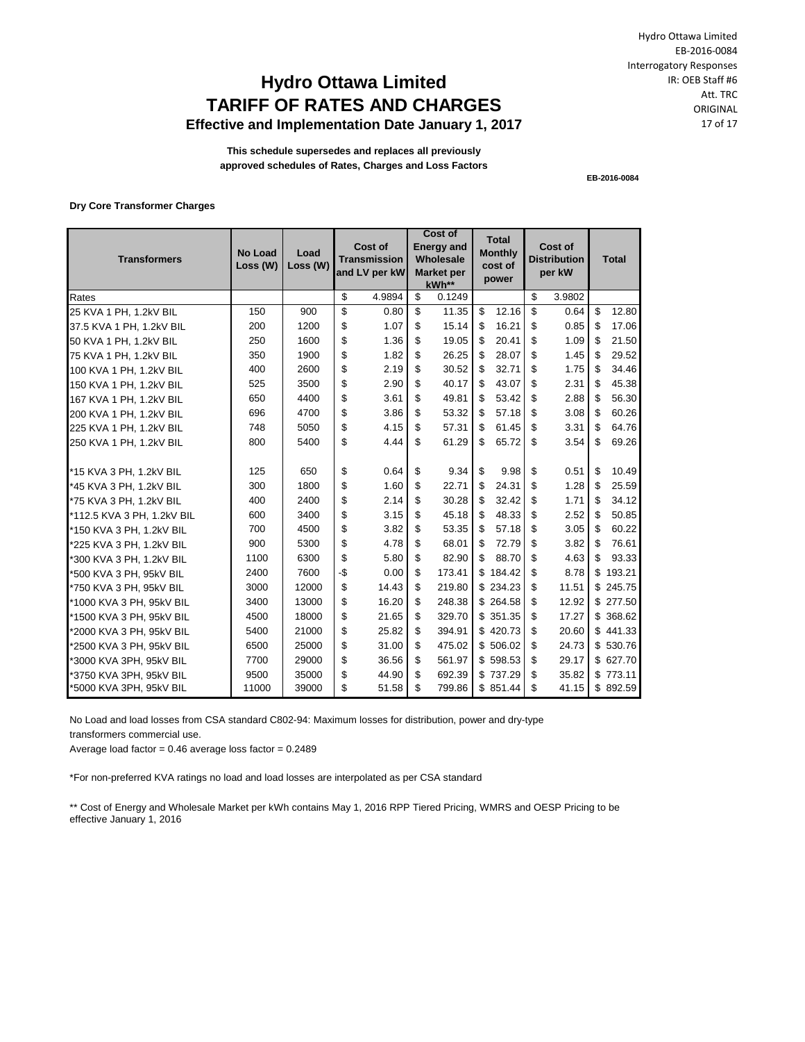# Hydro Ottawa Limited
# TARIFF OF RATES AND CHARGES
### Effective and Implementation Date January 1, 2017

**This schedule supersedes and replaces all previously approved schedules of Rates, Charges and Loss Factors**

**EB-2016-0084**

**Dry Core Transformer Charges**

| Transformers | No Load Loss (W) | Load Loss (W) | Cost of Transmission and LV per kW | Cost of Energy and Wholesale Market per kWh** | Total Monthly cost of power | Cost of Distribution per kW | Total |
|---|---|---|---|---|---|---|---|
| Rates | | | $ 4.9894 | $ 0.1249 | | $ 3.9802 | |
| 25 KVA 1 PH, 1.2kV BIL | 150 | 900 | $ 0.80 | $ 11.35 | $ 12.16 | $ 0.64 | $ 12.80 |
| 37.5 KVA 1 PH, 1.2kV BIL | 200 | 1200 | $ 1.07 | $ 15.14 | $ 16.21 | $ 0.85 | $ 17.06 |
| 50 KVA 1 PH, 1.2kV BIL | 250 | 1600 | $ 1.36 | $ 19.05 | $ 20.41 | $ 1.09 | $ 21.50 |
| 75 KVA 1 PH, 1.2kV BIL | 350 | 1900 | $ 1.82 | $ 26.25 | $ 28.07 | $ 1.45 | $ 29.52 |
| 100 KVA 1 PH, 1.2kV BIL | 400 | 2600 | $ 2.19 | $ 30.52 | $ 32.71 | $ 1.75 | $ 34.46 |
| 150 KVA 1 PH, 1.2kV BIL | 525 | 3500 | $ 2.90 | $ 40.17 | $ 43.07 | $ 2.31 | $ 45.38 |
| 167 KVA 1 PH, 1.2kV BIL | 650 | 4400 | $ 3.61 | $ 49.81 | $ 53.42 | $ 2.88 | $ 56.30 |
| 200 KVA 1 PH, 1.2kV BIL | 696 | 4700 | $ 3.86 | $ 53.32 | $ 57.18 | $ 3.08 | $ 60.26 |
| 225 KVA 1 PH, 1.2kV BIL | 748 | 5050 | $ 4.15 | $ 57.31 | $ 61.45 | $ 3.31 | $ 64.76 |
| 250 KVA 1 PH, 1.2kV BIL | 800 | 5400 | $ 4.44 | $ 61.29 | $ 65.72 | $ 3.54 | $ 69.26 |
| *15 KVA 3 PH, 1.2kV BIL | 125 | 650 | $ 0.64 | $ 9.34 | $ 9.98 | $ 0.51 | $ 10.49 |
| *45 KVA 3 PH, 1.2kV BIL | 300 | 1800 | $ 1.60 | $ 22.71 | $ 24.31 | $ 1.28 | $ 25.59 |
| *75 KVA 3 PH, 1.2kV BIL | 400 | 2400 | $ 2.14 | $ 30.28 | $ 32.42 | $ 1.71 | $ 34.12 |
| *112.5 KVA 3 PH, 1.2kV BIL | 600 | 3400 | $ 3.15 | $ 45.18 | $ 48.33 | $ 2.52 | $ 50.85 |
| *150 KVA 3 PH, 1.2kV BIL | 700 | 4500 | $ 3.82 | $ 53.35 | $ 57.18 | $ 3.05 | $ 60.22 |
| *225 KVA 3 PH, 1.2kV BIL | 900 | 5300 | $ 4.78 | $ 68.01 | $ 72.79 | $ 3.82 | $ 76.61 |
| *300 KVA 3 PH, 1.2kV BIL | 1100 | 6300 | $ 5.80 | $ 82.90 | $ 88.70 | $ 4.63 | $ 93.33 |
| *500 KVA 3 PH, 95kV BIL | 2400 | 7600 | -$ 0.00 | $ 173.41 | $ 184.42 | $ 8.78 | $ 193.21 |
| *750 KVA 3 PH, 95kV BIL | 3000 | 12000 | $ 14.43 | $ 219.80 | $ 234.23 | $ 11.51 | $ 245.75 |
| *1000 KVA 3 PH, 95kV BIL | 3400 | 13000 | $ 16.20 | $ 248.38 | $ 264.58 | $ 12.92 | $ 277.50 |
| *1500 KVA 3 PH, 95kV BIL | 4500 | 18000 | $ 21.65 | $ 329.70 | $ 351.35 | $ 17.27 | $ 368.62 |
| *2000 KVA 3 PH, 95kV BIL | 5400 | 21000 | $ 25.82 | $ 394.91 | $ 420.73 | $ 20.60 | $ 441.33 |
| *2500 KVA 3 PH, 95kV BIL | 6500 | 25000 | $ 31.00 | $ 475.02 | $ 506.02 | $ 24.73 | $ 530.76 |
| *3000 KVA 3PH, 95kV BIL | 7700 | 29000 | $ 36.56 | $ 561.97 | $ 598.53 | $ 29.17 | $ 627.70 |
| *3750 KVA 3PH, 95kV BIL | 9500 | 35000 | $ 44.90 | $ 692.39 | $ 737.29 | $ 35.82 | $ 773.11 |
| *5000 KVA 3PH, 95kV BIL | 11000 | 39000 | $ 51.58 | $ 799.86 | $ 851.44 | $ 41.15 | $ 892.59 |

No Load and load losses from CSA standard C802-94: Maximum losses for distribution, power and dry-type transformers commercial use.

Average load factor = 0.46 average loss factor = 0.2489

*For non-preferred KVA ratings no load and load losses are interpolated as per CSA standard

** Cost of Energy and Wholesale Market per kWh contains May 1, 2016 RPP Tiered Pricing, WMRS and OESP Pricing to be effective January 1, 2016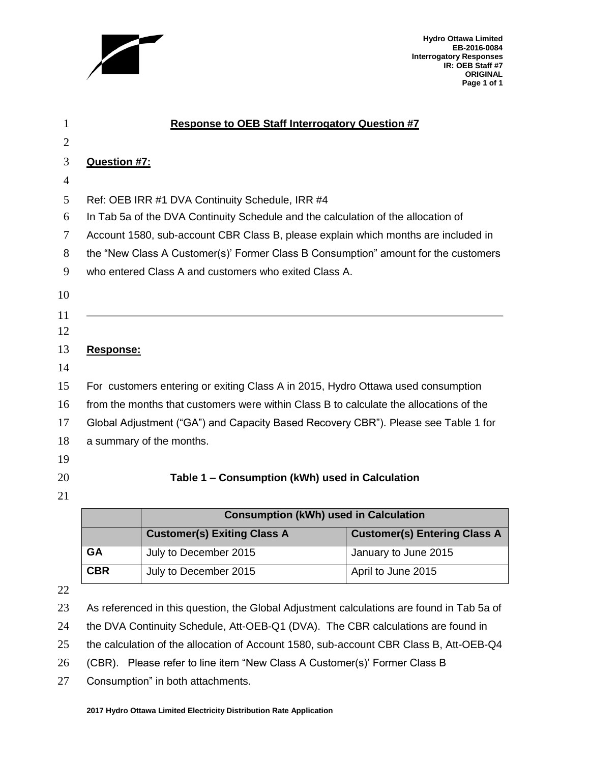## Response to OEB Staff Interrogatory Question #7

**Question #7:**

Ref: OEB IRR #1 DVA Continuity Schedule, IRR #4

In Tab 5a of the DVA Continuity Schedule and the calculation of the allocation of Account 1580, sub-account CBR Class B, please explain which months are included in the "New Class A Customer(s)' Former Class B Consumption" amount for the customers who entered Class A and customers who exited Class A.

---

**Response:**

For customers entering or exiting Class A in 2015, Hydro Ottawa used consumption from the months that customers were within Class B to calculate the allocations of the Global Adjustment ("GA") and Capacity Based Recovery CBR"). Please see Table 1 for a summary of the months.

**Table 1 – Consumption (kWh) used in Calculation**

| | Consumption (kWh) used in Calculation | |
|---|---|---|
| | **Customer(s) Exiting Class A** | **Customer(s) Entering Class A** |
| **GA** | July to December 2015 | January to June 2015 |
| **CBR** | July to December 2015 | April to June 2015 |

As referenced in this question, the Global Adjustment calculations are found in Tab 5a of the DVA Continuity Schedule, Att-OEB-Q1 (DVA). The CBR calculations are found in the calculation of the allocation of Account 1580, sub-account CBR Class B, Att-OEB-Q4 (CBR). Please refer to line item "New Class A Customer(s)' Former Class B Consumption" in both attachments.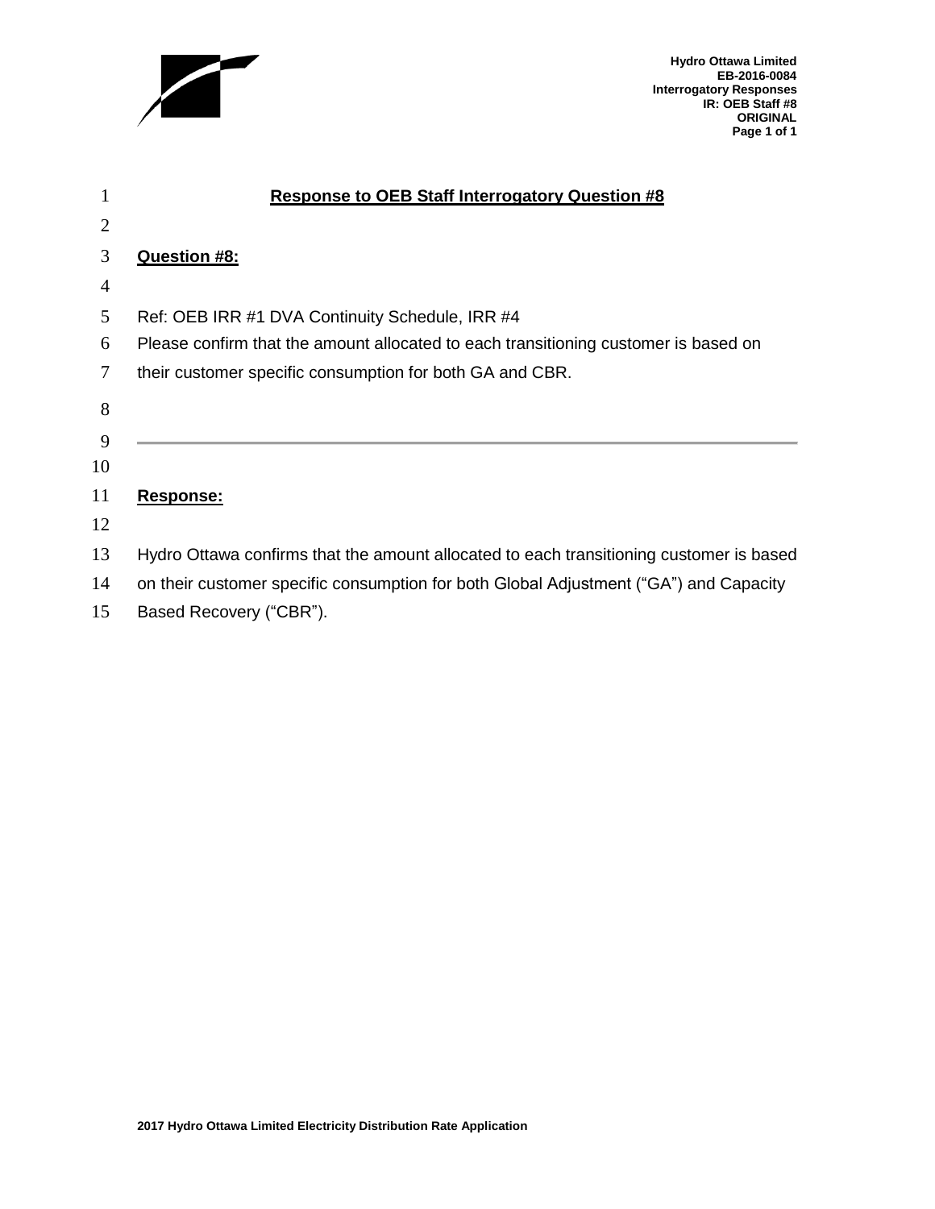# Response to OEB Staff Interrogatory Question #8

## Question #8:

Ref: OEB IRR #1 DVA Continuity Schedule, IRR #4

Please confirm that the amount allocated to each transitioning customer is based on their customer specific consumption for both GA and CBR.

---

## Response:

Hydro Ottawa confirms that the amount allocated to each transitioning customer is based on their customer specific consumption for both Global Adjustment ("GA") and Capacity Based Recovery ("CBR").